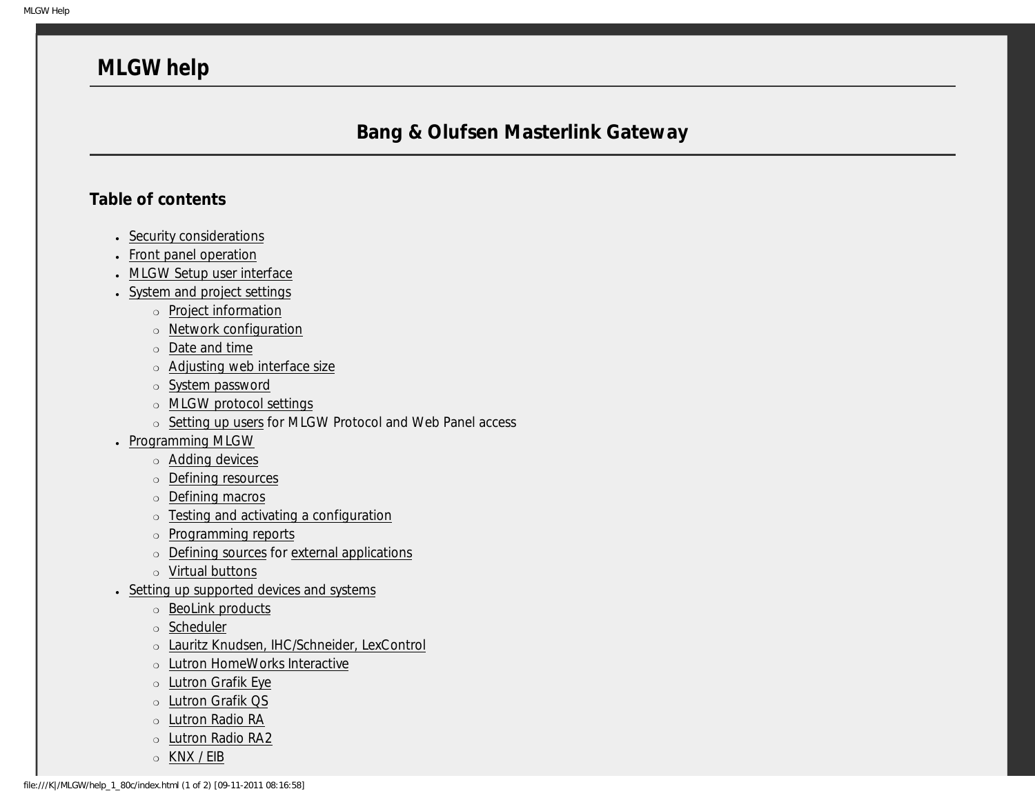# MLGW help

## Bang & Olufsen Masterlink Gateway

### Table of contents

- Security considerations
- Front panel operation
- MLGW Setup user interface
- System and project settings
  - Project information
  - Network configuration
  - Date and time
  - Adjusting web interface size
  - System password
  - MLGW protocol settings
  - Setting up users for MLGW Protocol and Web Panel access
- Programming MLGW
  - Adding devices
  - Defining resources
  - Defining macros
  - Testing and activating a configuration
  - Programming reports
  - Defining sources for external applications
  - Virtual buttons
- Setting up supported devices and systems
  - BeoLink products
  - Scheduler
  - Lauritz Knudsen, IHC/Schneider, LexControl
  - Lutron HomeWorks Interactive
  - Lutron Grafik Eye
  - Lutron Grafik QS
  - Lutron Radio RA
  - Lutron Radio RA2
  - KNX / EIB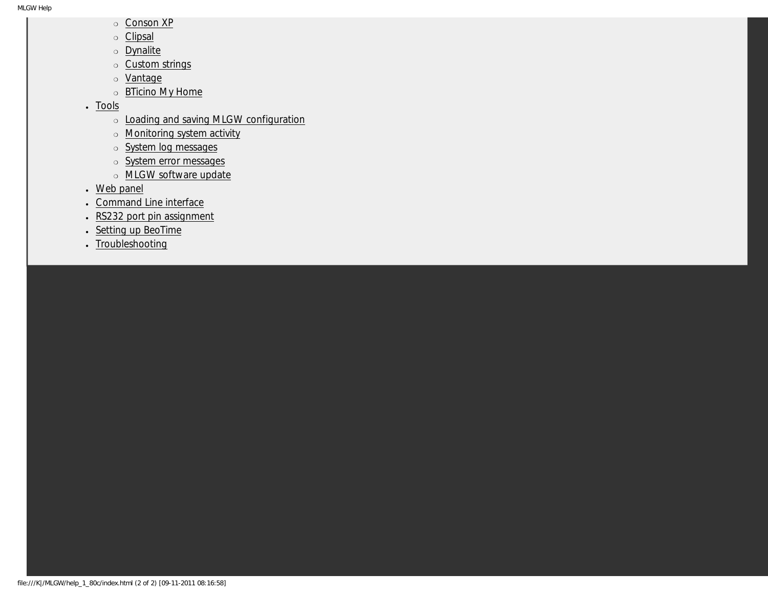- Conson XP
- Clipsal
- Dynalite
- Custom strings
- Vantage
- BTicino My Home

- Tools
  - Loading and saving MLGW configuration
  - Monitoring system activity
  - System log messages
  - System error messages
  - MLGW software update
- Web panel
- Command Line interface
- RS232 port pin assignment
- Setting up BeoTime
- Troubleshooting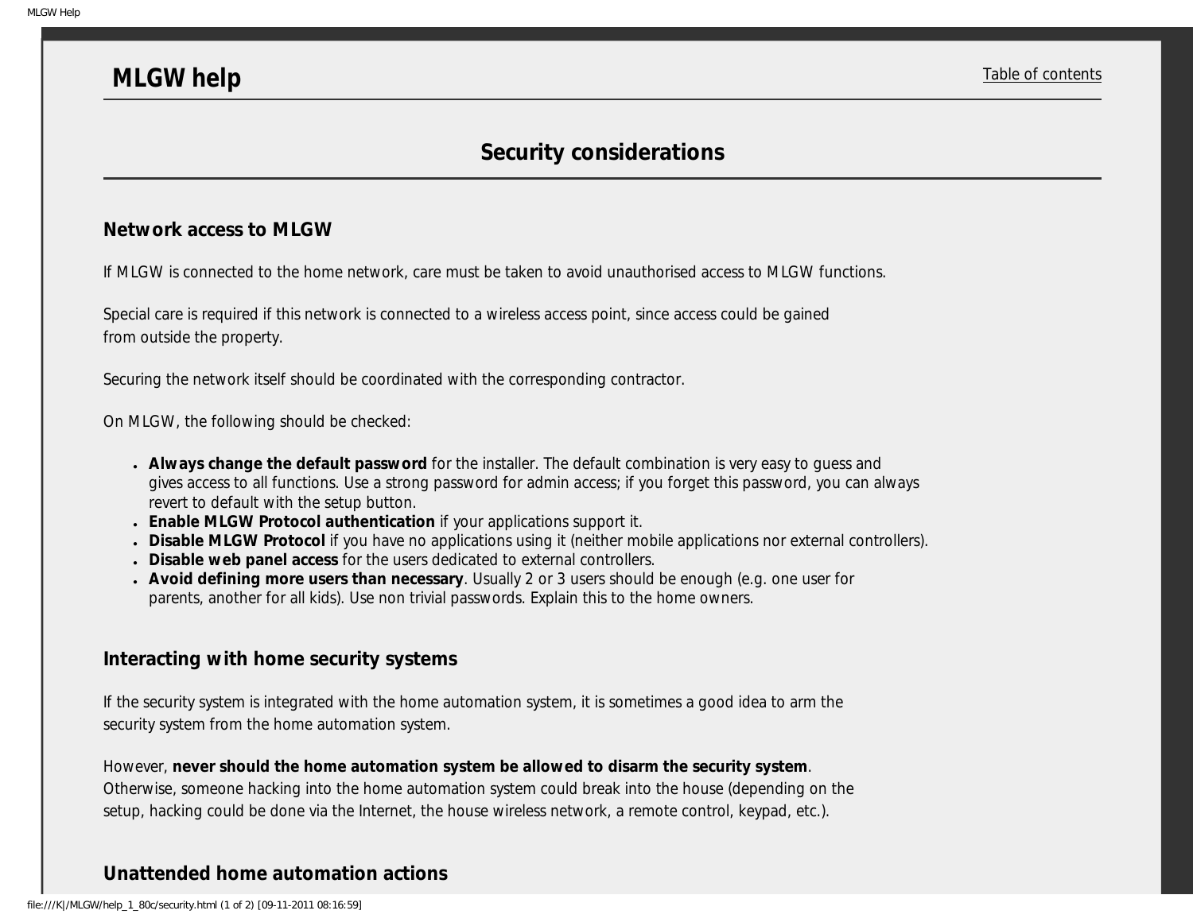# MLGW help

Table of contents

## Security considerations

### Network access to MLGW

If MLGW is connected to the home network, care must be taken to avoid unauthorised access to MLGW functions.

Special care is required if this network is connected to a wireless access point, since access could be gained from outside the property.

Securing the network itself should be coordinated with the corresponding contractor.

On MLGW, the following should be checked:

- **Always change the default password** for the installer. The default combination is very easy to guess and gives access to all functions. Use a strong password for admin access; if you forget this password, you can always revert to default with the setup button.
- **Enable MLGW Protocol authentication** if your applications support it.
- **Disable MLGW Protocol** if you have no applications using it (neither mobile applications nor external controllers).
- **Disable web panel access** for the users dedicated to external controllers.
- **Avoid defining more users than necessary**. Usually 2 or 3 users should be enough (e.g. one user for parents, another for all kids). Use non trivial passwords. Explain this to the home owners.

### Interacting with home security systems

If the security system is integrated with the home automation system, it is sometimes a good idea to arm the security system from the home automation system.

However, **never should the home automation system be allowed to disarm the security system**. Otherwise, someone hacking into the home automation system could break into the house (depending on the setup, hacking could be done via the Internet, the house wireless network, a remote control, keypad, etc.).

### Unattended home automation actions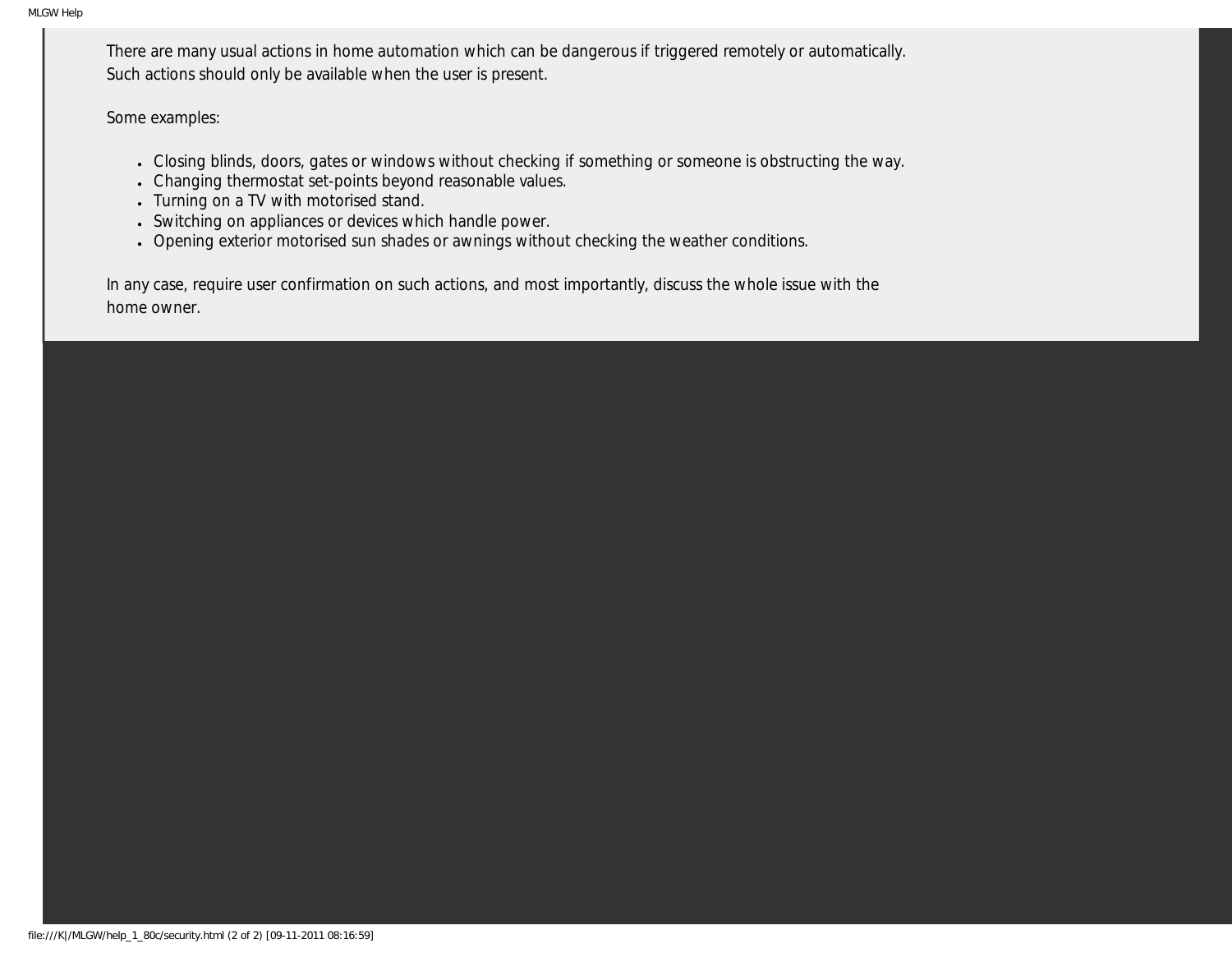There are many usual actions in home automation which can be dangerous if triggered remotely or automatically. Such actions should only be available when the user is present.

Some examples:

- Closing blinds, doors, gates or windows without checking if something or someone is obstructing the way.
- Changing thermostat set-points beyond reasonable values.
- Turning on a TV with motorised stand.
- Switching on appliances or devices which handle power.
- Opening exterior motorised sun shades or awnings without checking the weather conditions.

In any case, require user confirmation on such actions, and most importantly, discuss the whole issue with the home owner.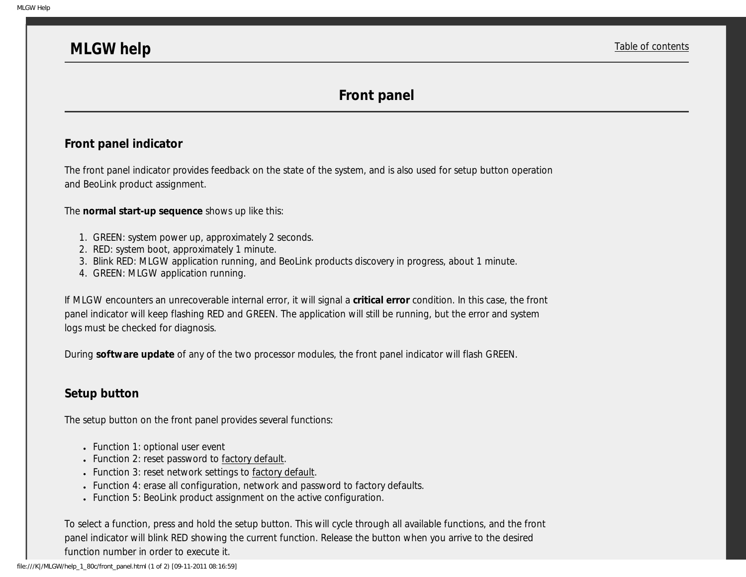# MLGW help

Table of contents

## Front panel

### Front panel indicator

The front panel indicator provides feedback on the state of the system, and is also used for setup button operation and BeoLink product assignment.

The **normal start-up sequence** shows up like this:

1. GREEN: system power up, approximately 2 seconds.
2. RED: system boot, approximately 1 minute.
3. Blink RED: MLGW application running, and BeoLink products discovery in progress, about 1 minute.
4. GREEN: MLGW application running.

If MLGW encounters an unrecoverable internal error, it will signal a **critical error** condition. In this case, the front panel indicator will keep flashing RED and GREEN. The application will still be running, but the error and system logs must be checked for diagnosis.

During **software update** of any of the two processor modules, the front panel indicator will flash GREEN.

### Setup button

The setup button on the front panel provides several functions:

- Function 1: optional user event
- Function 2: reset password to factory default.
- Function 3: reset network settings to factory default.
- Function 4: erase all configuration, network and password to factory defaults.
- Function 5: BeoLink product assignment on the active configuration.

To select a function, press and hold the setup button. This will cycle through all available functions, and the front panel indicator will blink RED showing the current function. Release the button when you arrive to the desired function number in order to execute it.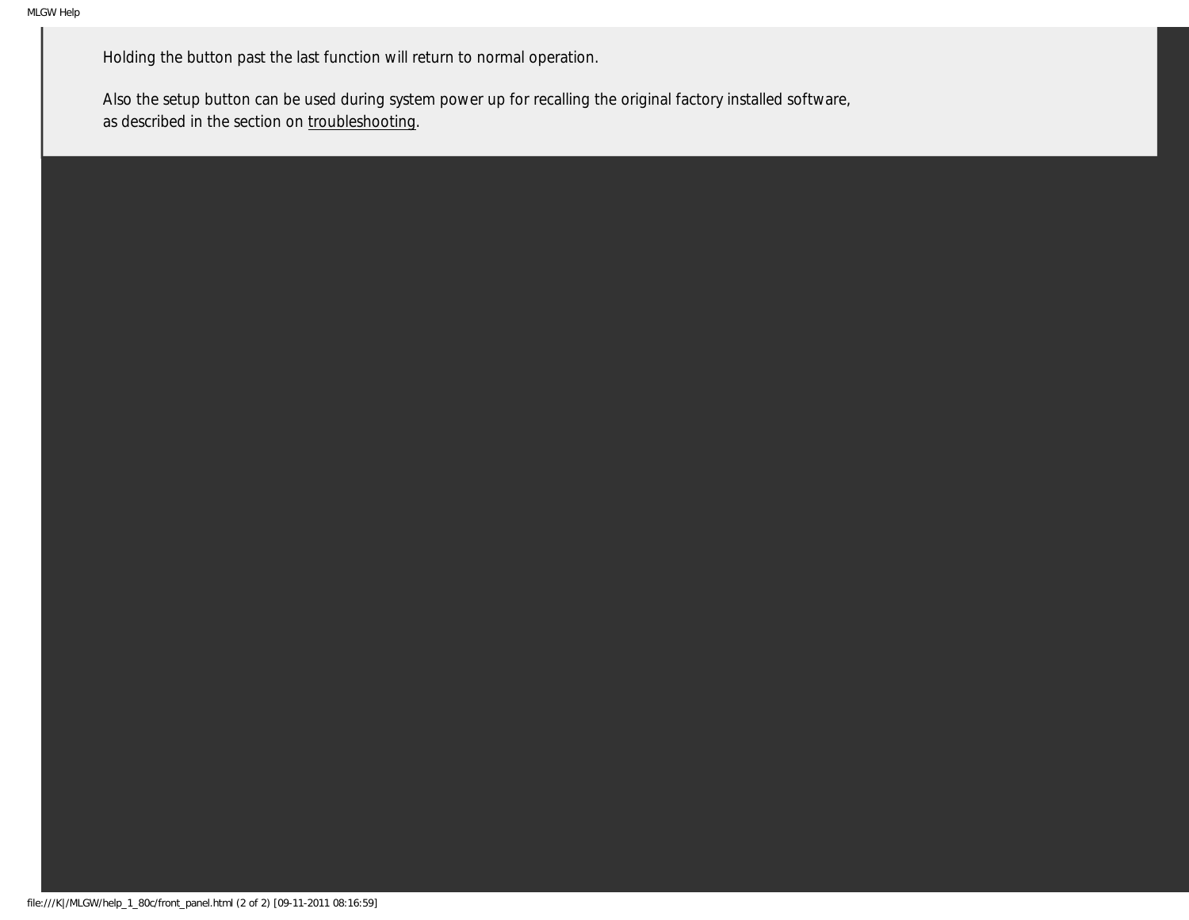Holding the button past the last function will return to normal operation.

Also the setup button can be used during system power up for recalling the original factory installed software, as described in the section on troubleshooting.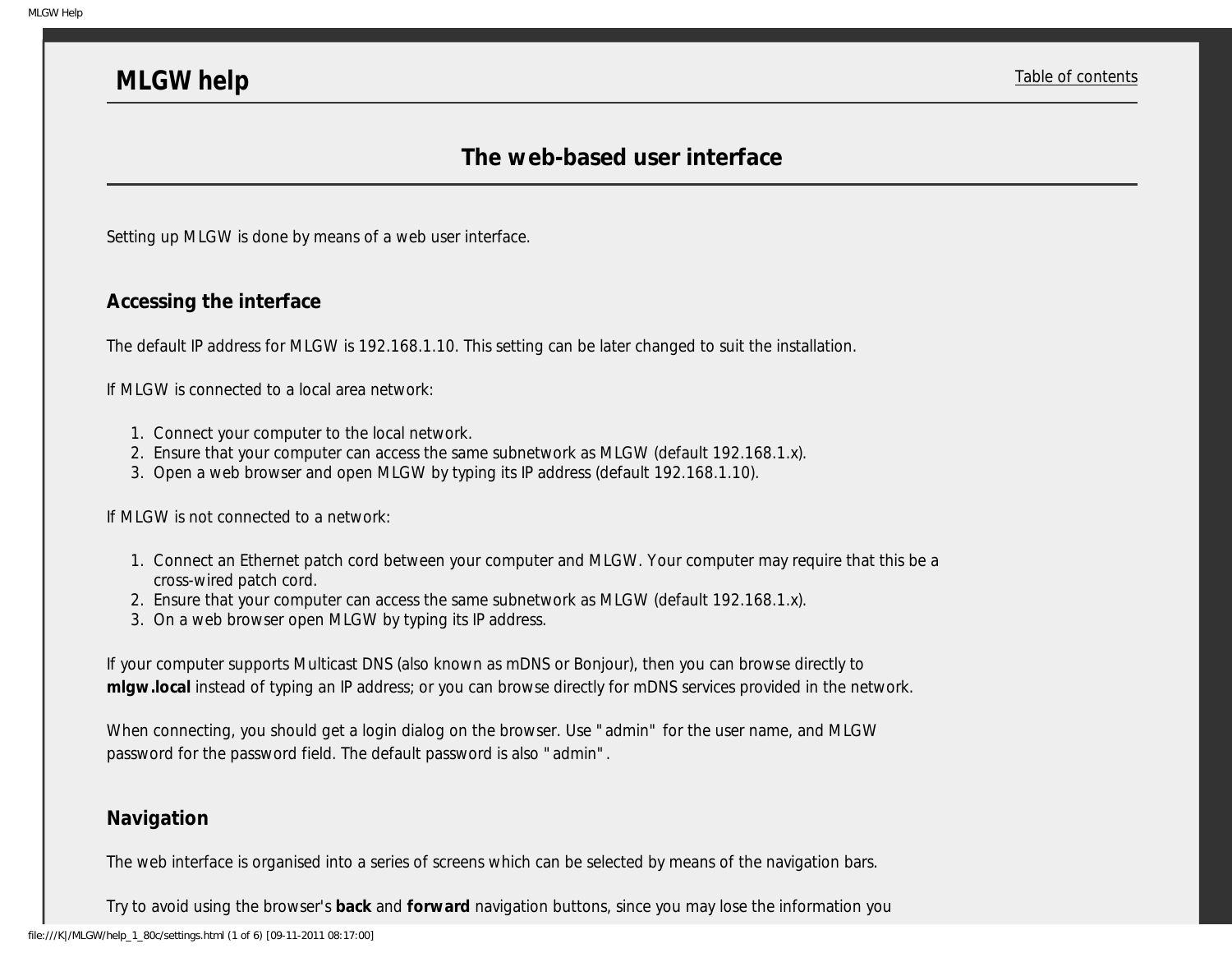# MLGW help

Table of contents

## The web-based user interface

Setting up MLGW is done by means of a web user interface.

### Accessing the interface

The default IP address for MLGW is 192.168.1.10. This setting can be later changed to suit the installation.

If MLGW is connected to a local area network:

1. Connect your computer to the local network.
2. Ensure that your computer can access the same subnetwork as MLGW (default 192.168.1.x).
3. Open a web browser and open MLGW by typing its IP address (default 192.168.1.10).

If MLGW is not connected to a network:

1. Connect an Ethernet patch cord between your computer and MLGW. Your computer may require that this be a cross-wired patch cord.
2. Ensure that your computer can access the same subnetwork as MLGW (default 192.168.1.x).
3. On a web browser open MLGW by typing its IP address.

If your computer supports Multicast DNS (also known as mDNS or Bonjour), then you can browse directly to **mlgw.local** instead of typing an IP address; or you can browse directly for mDNS services provided in the network.

When connecting, you should get a login dialog on the browser. Use "admin" for the user name, and MLGW password for the password field. The default password is also "admin".

### Navigation

The web interface is organised into a series of screens which can be selected by means of the navigation bars.

Try to avoid using the browser's **back** and **forward** navigation buttons, since you may lose the information you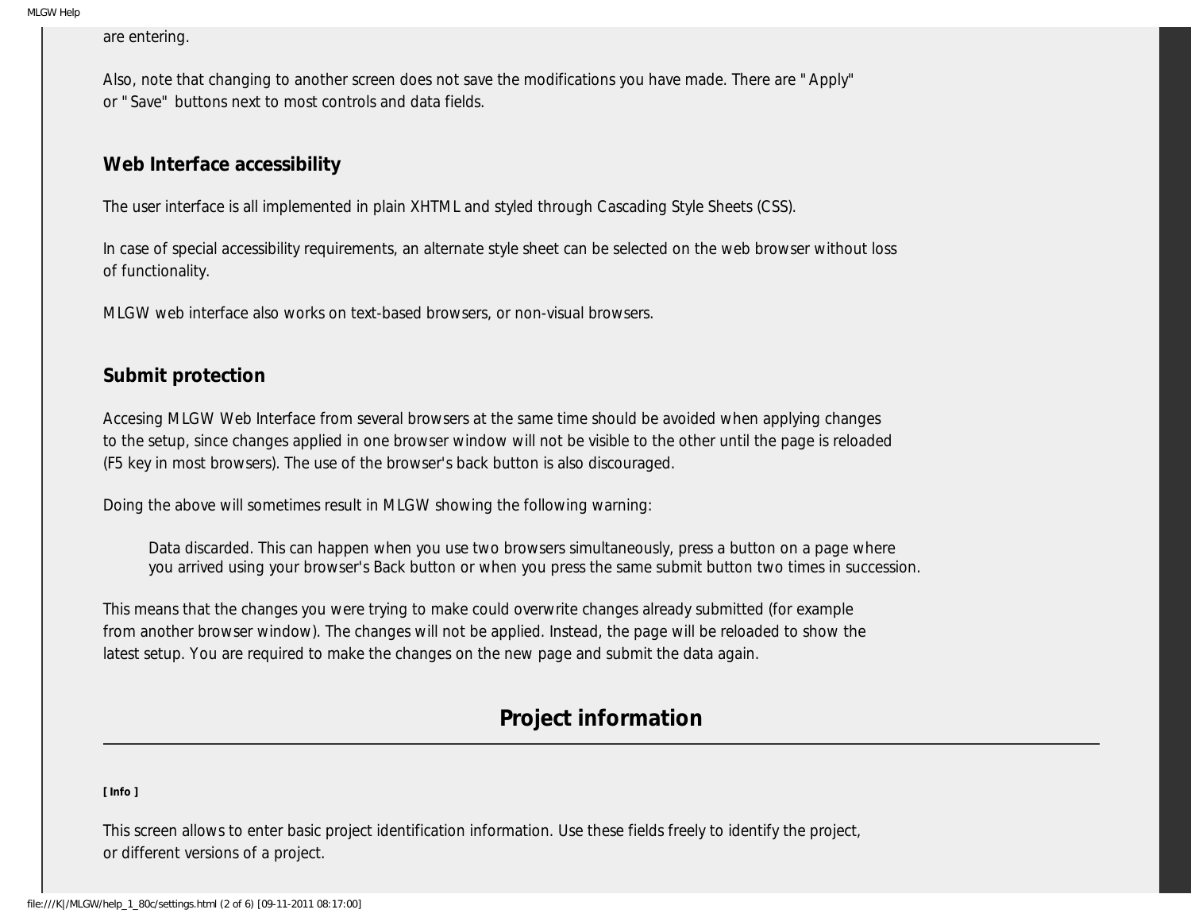are entering.

Also, note that changing to another screen does not save the modifications you have made. There are "Apply" or "Save" buttons next to most controls and data fields.

### Web Interface accessibility

The user interface is all implemented in plain XHTML and styled through Cascading Style Sheets (CSS).

In case of special accessibility requirements, an alternate style sheet can be selected on the web browser without loss of functionality.

MLGW web interface also works on text-based browsers, or non-visual browsers.

### Submit protection

Accesing MLGW Web Interface from several browsers at the same time should be avoided when applying changes to the setup, since changes applied in one browser window will not be visible to the other until the page is reloaded (F5 key in most browsers). The use of the browser's back button is also discouraged.

Doing the above will sometimes result in MLGW showing the following warning:

> Data discarded. This can happen when you use two browsers simultaneously, press a button on a page where you arrived using your browser's Back button or when you press the same submit button two times in succession.

This means that the changes you were trying to make could overwrite changes already submitted (for example from another browser window). The changes will not be applied. Instead, the page will be reloaded to show the latest setup. You are required to make the changes on the new page and submit the data again.

## Project information

**[ Info ]**

This screen allows to enter basic project identification information. Use these fields freely to identify the project, or different versions of a project.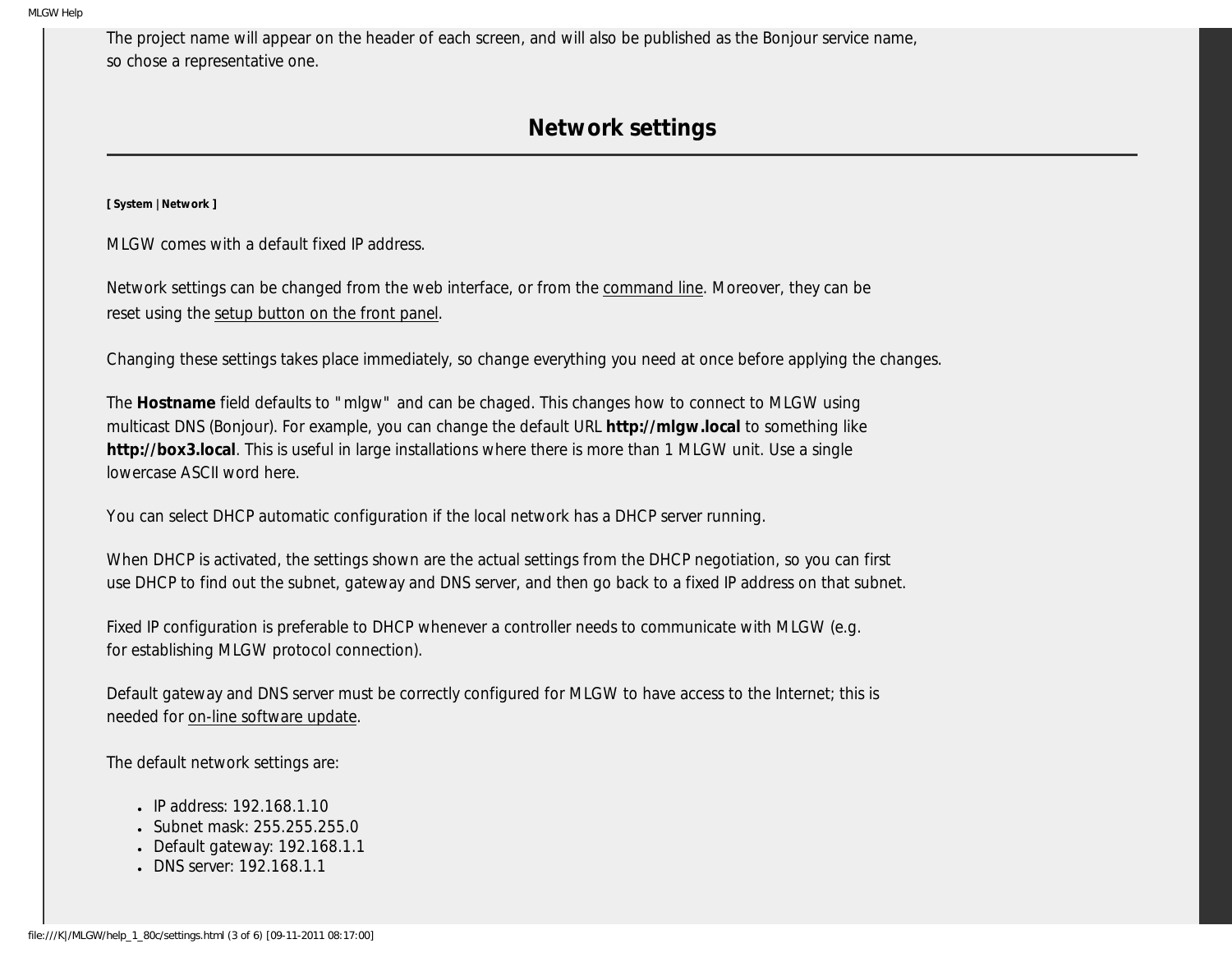The project name will appear on the header of each screen, and will also be published as the Bonjour service name, so chose a representative one.

## Network settings

**[ System | Network ]**

MLGW comes with a default fixed IP address.

Network settings can be changed from the web interface, or from the command line. Moreover, they can be reset using the setup button on the front panel.

Changing these settings takes place immediately, so change everything you need at once before applying the changes.

The **Hostname** field defaults to "mlgw" and can be chaged. This changes how to connect to MLGW using multicast DNS (Bonjour). For example, you can change the default URL **http://mlgw.local** to something like **http://box3.local**. This is useful in large installations where there is more than 1 MLGW unit. Use a single lowercase ASCII word here.

You can select DHCP automatic configuration if the local network has a DHCP server running.

When DHCP is activated, the settings shown are the actual settings from the DHCP negotiation, so you can first use DHCP to find out the subnet, gateway and DNS server, and then go back to a fixed IP address on that subnet.

Fixed IP configuration is preferable to DHCP whenever a controller needs to communicate with MLGW (e.g. for establishing MLGW protocol connection).

Default gateway and DNS server must be correctly configured for MLGW to have access to the Internet; this is needed for on-line software update.

The default network settings are:

- IP address: 192.168.1.10
- Subnet mask: 255.255.255.0
- Default gateway: 192.168.1.1
- DNS server: 192.168.1.1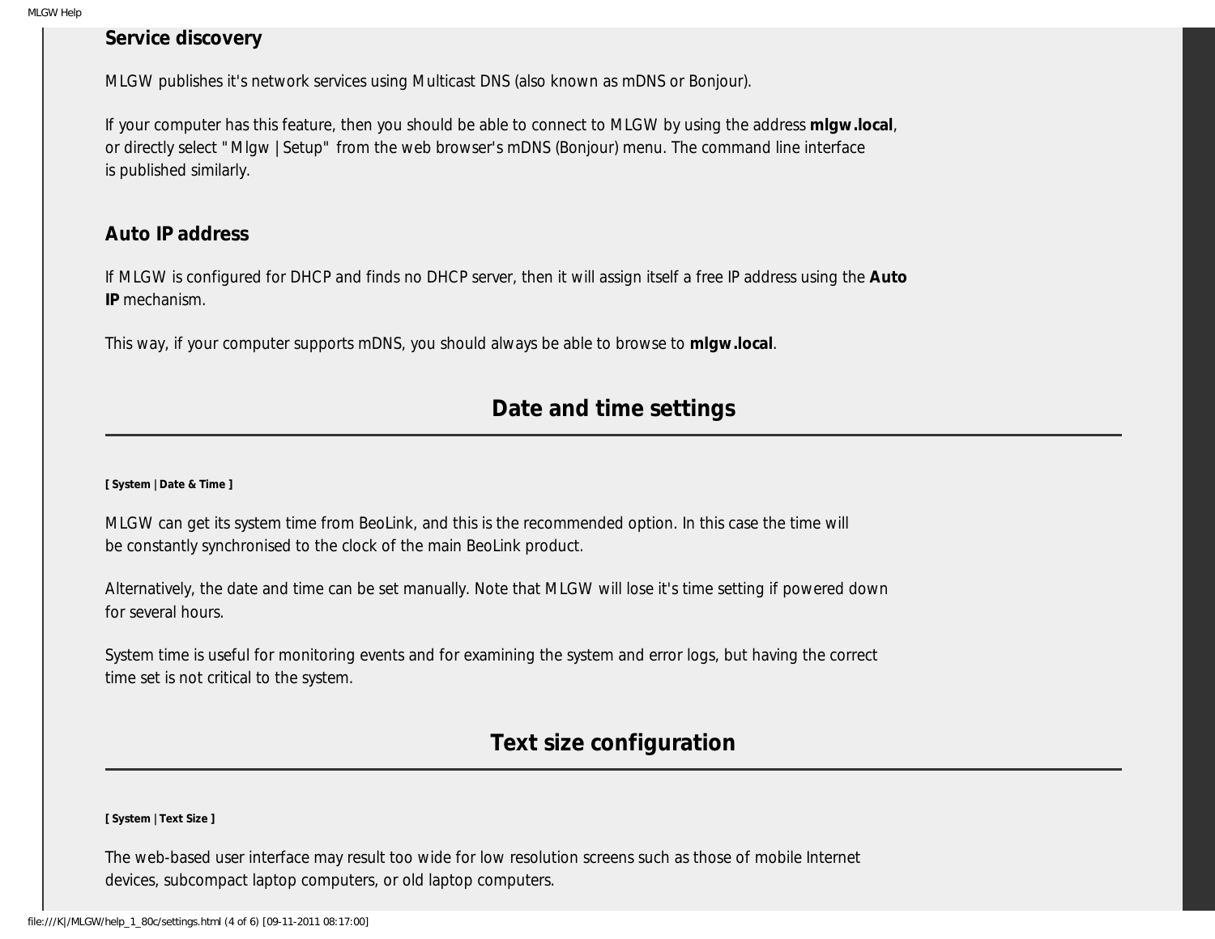### Service discovery

MLGW publishes it's network services using Multicast DNS (also known as mDNS or Bonjour).

If your computer has this feature, then you should be able to connect to MLGW by using the address **mlgw.local**, or directly select "Mlgw | Setup" from the web browser's mDNS (Bonjour) menu. The command line interface is published similarly.

### Auto IP address

If MLGW is configured for DHCP and finds no DHCP server, then it will assign itself a free IP address using the **Auto IP** mechanism.

This way, if your computer supports mDNS, you should always be able to browse to **mlgw.local**.

## Date and time settings

**[ System | Date & Time ]**

MLGW can get its system time from BeoLink, and this is the recommended option. In this case the time will be constantly synchronised to the clock of the main BeoLink product.

Alternatively, the date and time can be set manually. Note that MLGW will lose it's time setting if powered down for several hours.

System time is useful for monitoring events and for examining the system and error logs, but having the correct time set is not critical to the system.

## Text size configuration

**[ System | Text Size ]**

The web-based user interface may result too wide for low resolution screens such as those of mobile Internet devices, subcompact laptop computers, or old laptop computers.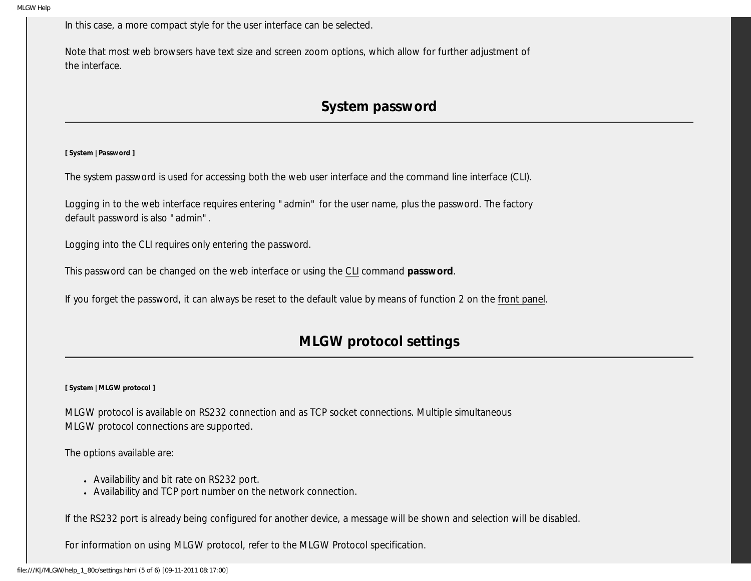In this case, a more compact style for the user interface can be selected.

Note that most web browsers have text size and screen zoom options, which allow for further adjustment of the interface.

## System password

**[ System | Password ]**

The system password is used for accessing both the web user interface and the command line interface (CLI).

Logging in to the web interface requires entering "admin" for the user name, plus the password. The factory default password is also "admin".

Logging into the CLI requires only entering the password.

This password can be changed on the web interface or using the CLI command **password**.

If you forget the password, it can always be reset to the default value by means of function 2 on the front panel.

## MLGW protocol settings

**[ System | MLGW protocol ]**

MLGW protocol is available on RS232 connection and as TCP socket connections. Multiple simultaneous MLGW protocol connections are supported.

The options available are:

- Availability and bit rate on RS232 port.
- Availability and TCP port number on the network connection.

If the RS232 port is already being configured for another device, a message will be shown and selection will be disabled.

For information on using MLGW protocol, refer to the MLGW Protocol specification.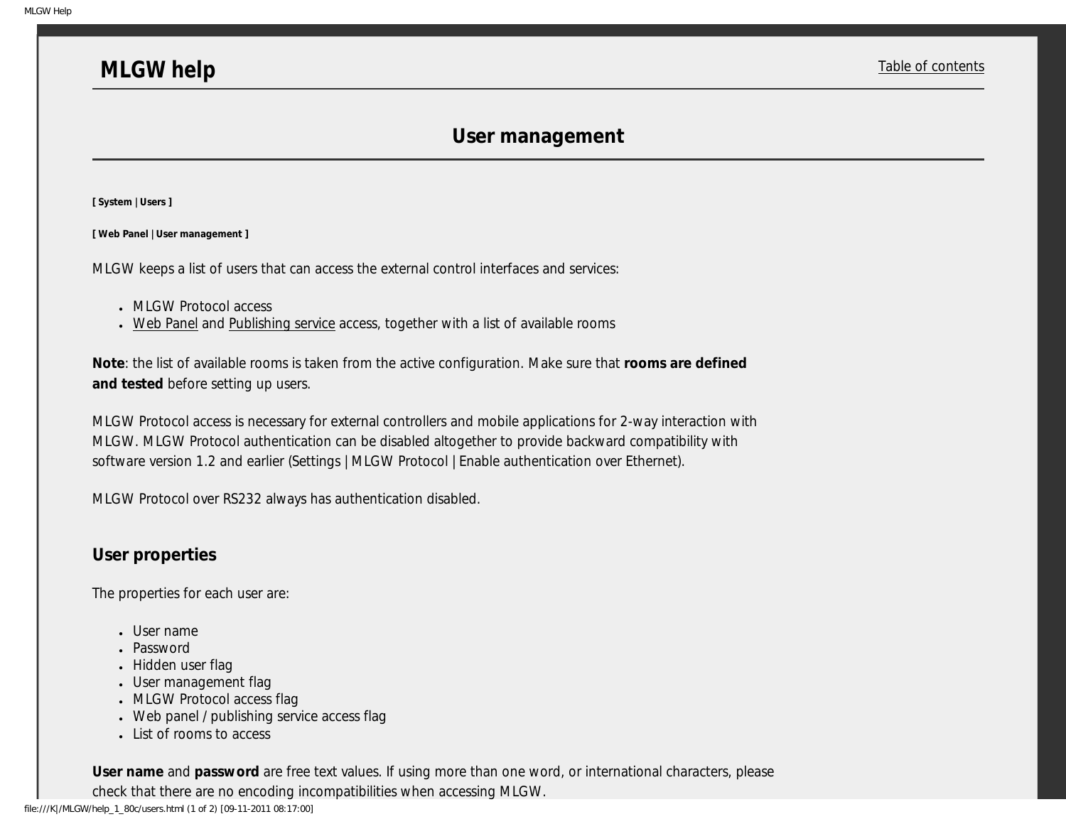# MLGW help

## User management

**[ System | Users ]**

**[ Web Panel | User management ]**

MLGW keeps a list of users that can access the external control interfaces and services:

- MLGW Protocol access
- Web Panel and Publishing service access, together with a list of available rooms

**Note**: the list of available rooms is taken from the active configuration. Make sure that **rooms are defined and tested** before setting up users.

MLGW Protocol access is necessary for external controllers and mobile applications for 2-way interaction with MLGW. MLGW Protocol authentication can be disabled altogether to provide backward compatibility with software version 1.2 and earlier (Settings | MLGW Protocol | Enable authentication over Ethernet).

MLGW Protocol over RS232 always has authentication disabled.

### User properties

The properties for each user are:

- User name
- Password
- Hidden user flag
- User management flag
- MLGW Protocol access flag
- Web panel / publishing service access flag
- List of rooms to access

**User name** and **password** are free text values. If using more than one word, or international characters, please check that there are no encoding incompatibilities when accessing MLGW.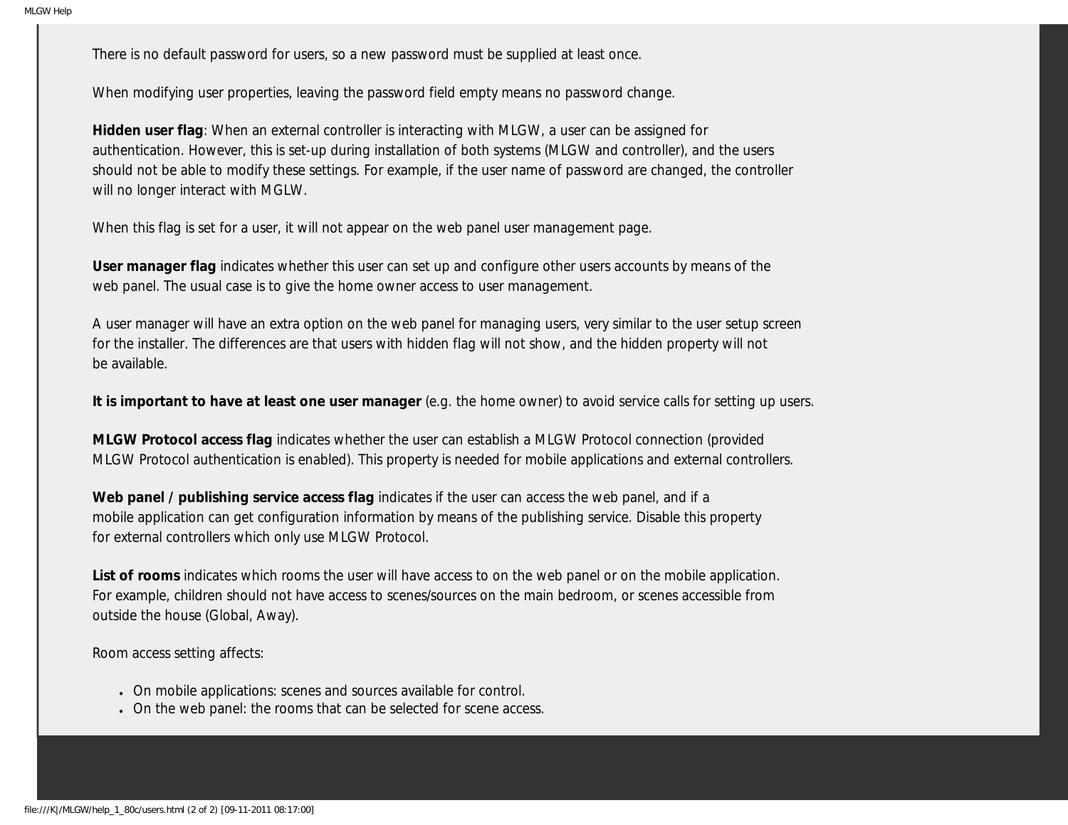There is no default password for users, so a new password must be supplied at least once.

When modifying user properties, leaving the password field empty means no password change.

**Hidden user flag**: When an external controller is interacting with MLGW, a user can be assigned for authentication. However, this is set-up during installation of both systems (MLGW and controller), and the users should not be able to modify these settings. For example, if the user name of password are changed, the controller will no longer interact with MGLW.

When this flag is set for a user, it will not appear on the web panel user management page.

**User manager flag** indicates whether this user can set up and configure other users accounts by means of the web panel. The usual case is to give the home owner access to user management.

A user manager will have an extra option on the web panel for managing users, very similar to the user setup screen for the installer. The differences are that users with hidden flag will not show, and the hidden property will not be available.

**It is important to have at least one user manager** (e.g. the home owner) to avoid service calls for setting up users.

**MLGW Protocol access flag** indicates whether the user can establish a MLGW Protocol connection (provided MLGW Protocol authentication is enabled). This property is needed for mobile applications and external controllers.

**Web panel / publishing service access flag** indicates if the user can access the web panel, and if a mobile application can get configuration information by means of the publishing service. Disable this property for external controllers which only use MLGW Protocol.

**List of rooms** indicates which rooms the user will have access to on the web panel or on the mobile application. For example, children should not have access to scenes/sources on the main bedroom, or scenes accessible from outside the house (Global, Away).

Room access setting affects:

- On mobile applications: scenes and sources available for control.
- On the web panel: the rooms that can be selected for scene access.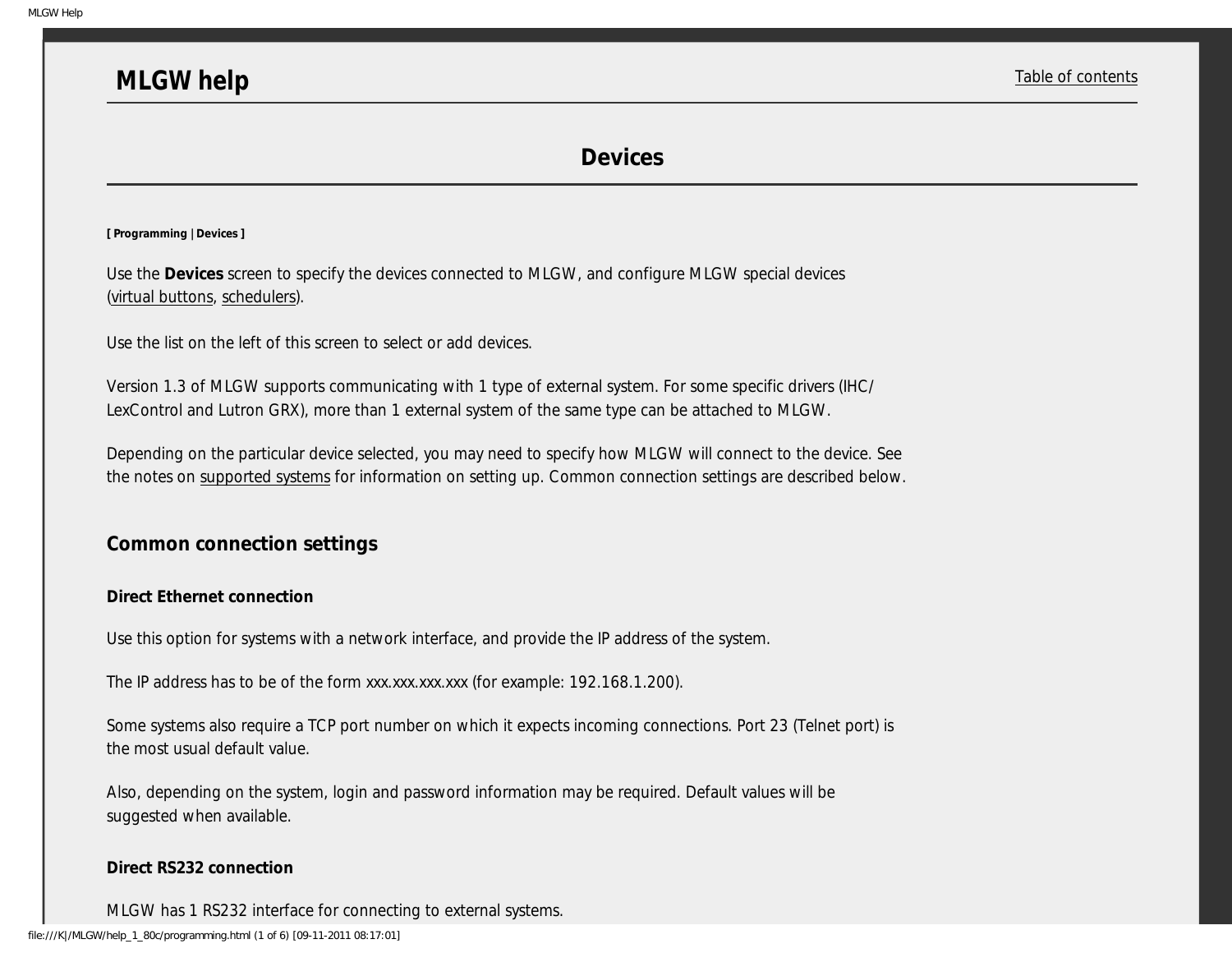**MLGW help** — Table of contents

# Devices

**[ Programming | Devices ]**

Use the **Devices** screen to specify the devices connected to MLGW, and configure MLGW special devices (virtual buttons, schedulers).

Use the list on the left of this screen to select or add devices.

Version 1.3 of MLGW supports communicating with 1 type of external system. For some specific drivers (IHC/LexControl and Lutron GRX), more than 1 external system of the same type can be attached to MLGW.

Depending on the particular device selected, you may need to specify how MLGW will connect to the device. See the notes on supported systems for information on setting up. Common connection settings are described below.

## Common connection settings

### Direct Ethernet connection

Use this option for systems with a network interface, and provide the IP address of the system.

The IP address has to be of the form xxx.xxx.xxx.xxx (for example: 192.168.1.200).

Some systems also require a TCP port number on which it expects incoming connections. Port 23 (Telnet port) is the most usual default value.

Also, depending on the system, login and password information may be required. Default values will be suggested when available.

### Direct RS232 connection

MLGW has 1 RS232 interface for connecting to external systems.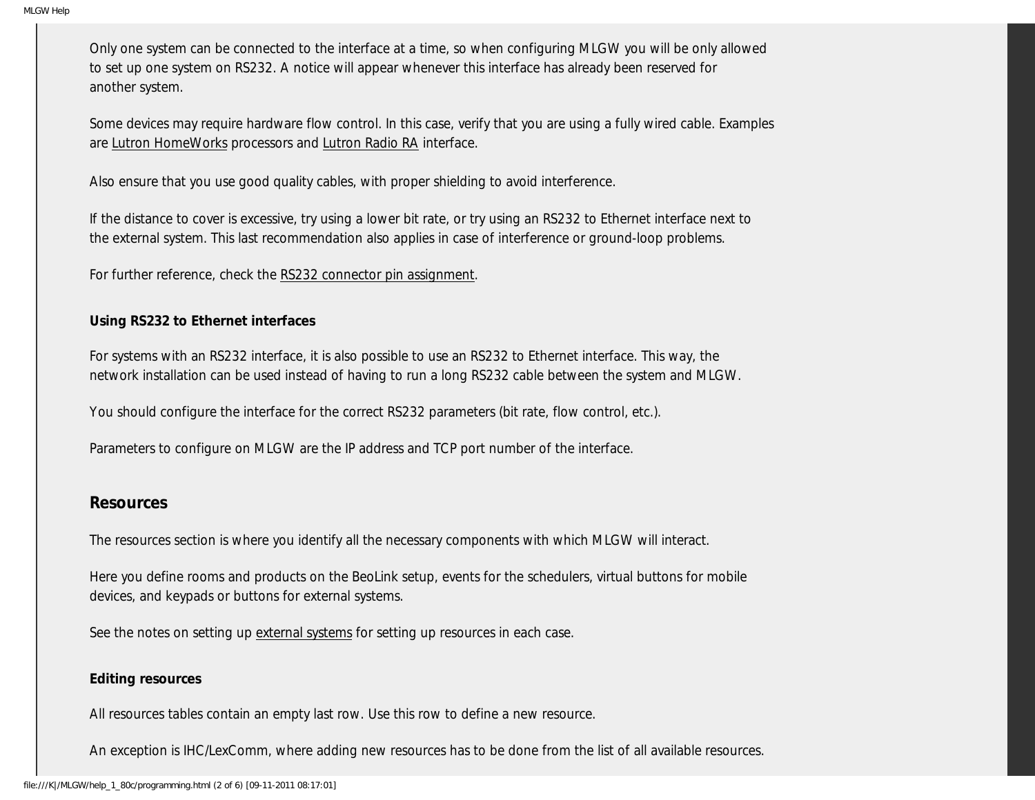Only one system can be connected to the interface at a time, so when configuring MLGW you will be only allowed to set up one system on RS232. A notice will appear whenever this interface has already been reserved for another system.

Some devices may require hardware flow control. In this case, verify that you are using a fully wired cable. Examples are Lutron HomeWorks processors and Lutron Radio RA interface.

Also ensure that you use good quality cables, with proper shielding to avoid interference.

If the distance to cover is excessive, try using a lower bit rate, or try using an RS232 to Ethernet interface next to the external system. This last recommendation also applies in case of interference or ground-loop problems.

For further reference, check the RS232 connector pin assignment.

#### Using RS232 to Ethernet interfaces

For systems with an RS232 interface, it is also possible to use an RS232 to Ethernet interface. This way, the network installation can be used instead of having to run a long RS232 cable between the system and MLGW.

You should configure the interface for the correct RS232 parameters (bit rate, flow control, etc.).

Parameters to configure on MLGW are the IP address and TCP port number of the interface.

## Resources

The resources section is where you identify all the necessary components with which MLGW will interact.

Here you define rooms and products on the BeoLink setup, events for the schedulers, virtual buttons for mobile devices, and keypads or buttons for external systems.

See the notes on setting up external systems for setting up resources in each case.

#### Editing resources

All resources tables contain an empty last row. Use this row to define a new resource.

An exception is IHC/LexComm, where adding new resources has to be done from the list of all available resources.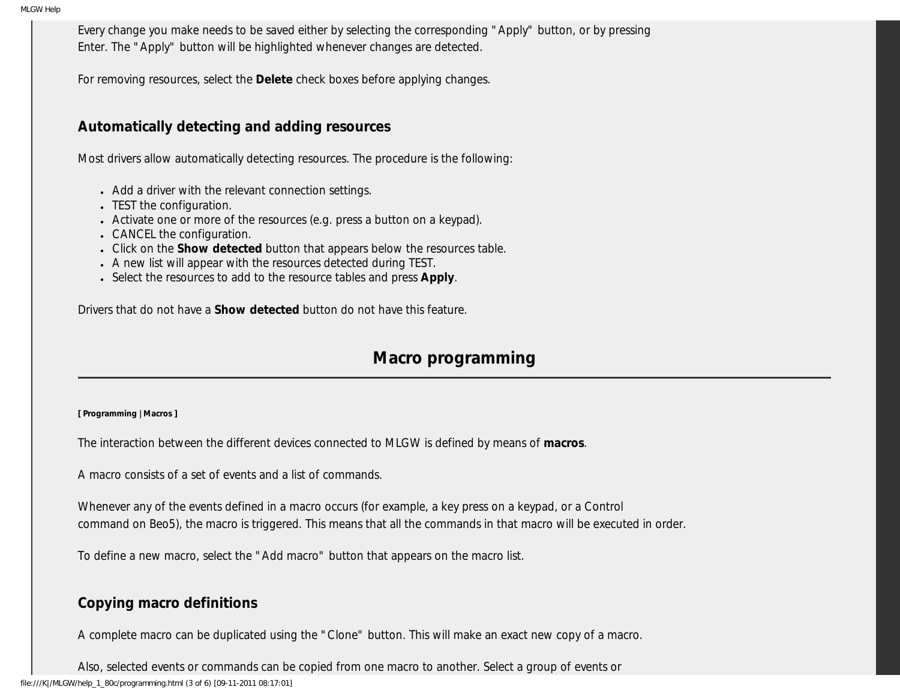Every change you make needs to be saved either by selecting the corresponding "Apply" button, or by pressing Enter. The "Apply" button will be highlighted whenever changes are detected.

For removing resources, select the **Delete** check boxes before applying changes.

### Automatically detecting and adding resources

Most drivers allow automatically detecting resources. The procedure is the following:

- Add a driver with the relevant connection settings.
- TEST the configuration.
- Activate one or more of the resources (e.g. press a button on a keypad).
- CANCEL the configuration.
- Click on the **Show detected** button that appears below the resources table.
- A new list will appear with the resources detected during TEST.
- Select the resources to add to the resource tables and press **Apply**.

Drivers that do not have a **Show detected** button do not have this feature.

## Macro programming

**[ Programming | Macros ]**

The interaction between the different devices connected to MLGW is defined by means of **macros**.

A macro consists of a set of events and a list of commands.

Whenever any of the events defined in a macro occurs (for example, a key press on a keypad, or a Control command on Beo5), the macro is triggered. This means that all the commands in that macro will be executed in order.

To define a new macro, select the "Add macro" button that appears on the macro list.

### Copying macro definitions

A complete macro can be duplicated using the "Clone" button. This will make an exact new copy of a macro.

Also, selected events or commands can be copied from one macro to another. Select a group of events or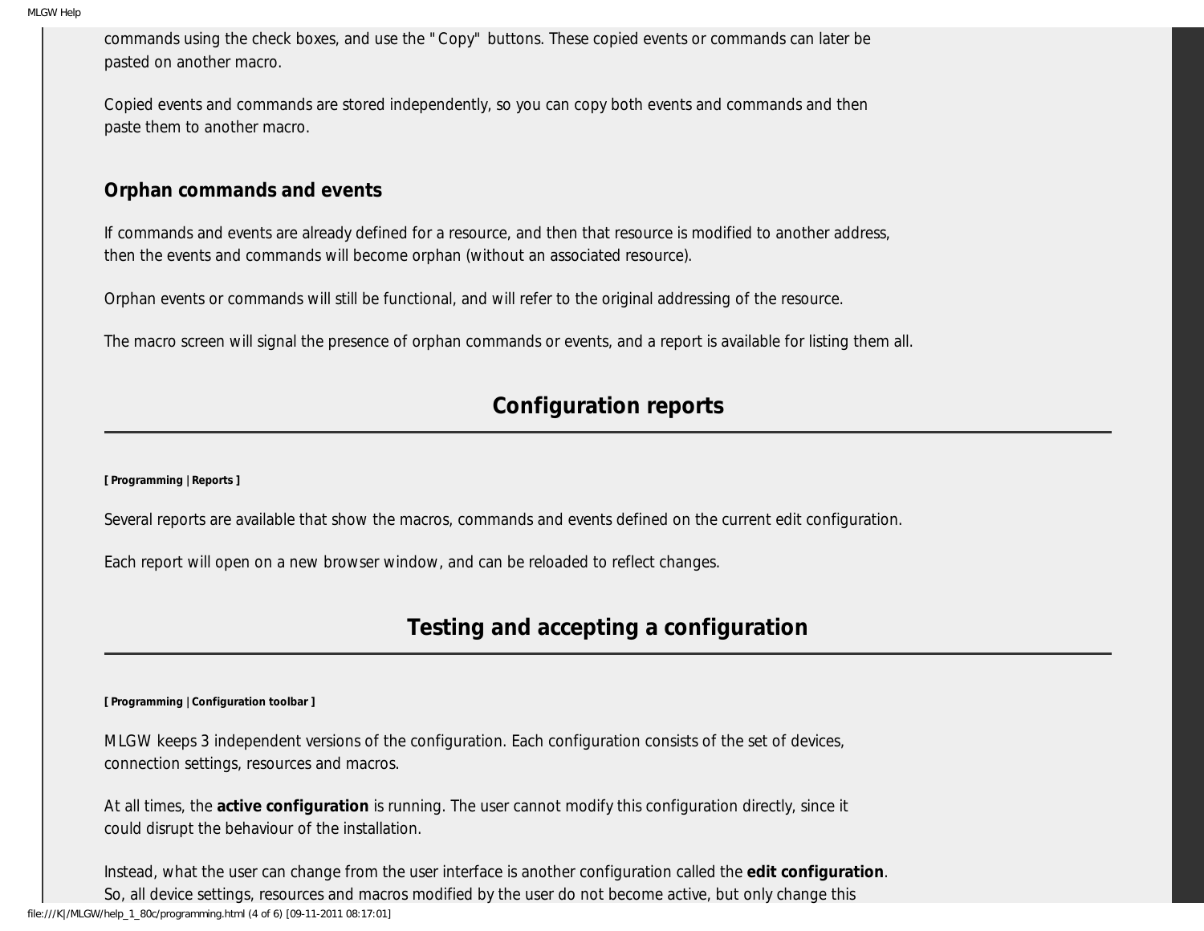commands using the check boxes, and use the "Copy" buttons. These copied events or commands can later be pasted on another macro.

Copied events and commands are stored independently, so you can copy both events and commands and then paste them to another macro.

### Orphan commands and events

If commands and events are already defined for a resource, and then that resource is modified to another address, then the events and commands will become orphan (without an associated resource).

Orphan events or commands will still be functional, and will refer to the original addressing of the resource.

The macro screen will signal the presence of orphan commands or events, and a report is available for listing them all.

## Configuration reports

**[ Programming | Reports ]**

Several reports are available that show the macros, commands and events defined on the current edit configuration.

Each report will open on a new browser window, and can be reloaded to reflect changes.

## Testing and accepting a configuration

**[ Programming | Configuration toolbar ]**

MLGW keeps 3 independent versions of the configuration. Each configuration consists of the set of devices, connection settings, resources and macros.

At all times, the **active configuration** is running. The user cannot modify this configuration directly, since it could disrupt the behaviour of the installation.

Instead, what the user can change from the user interface is another configuration called the **edit configuration**. So, all device settings, resources and macros modified by the user do not become active, but only change this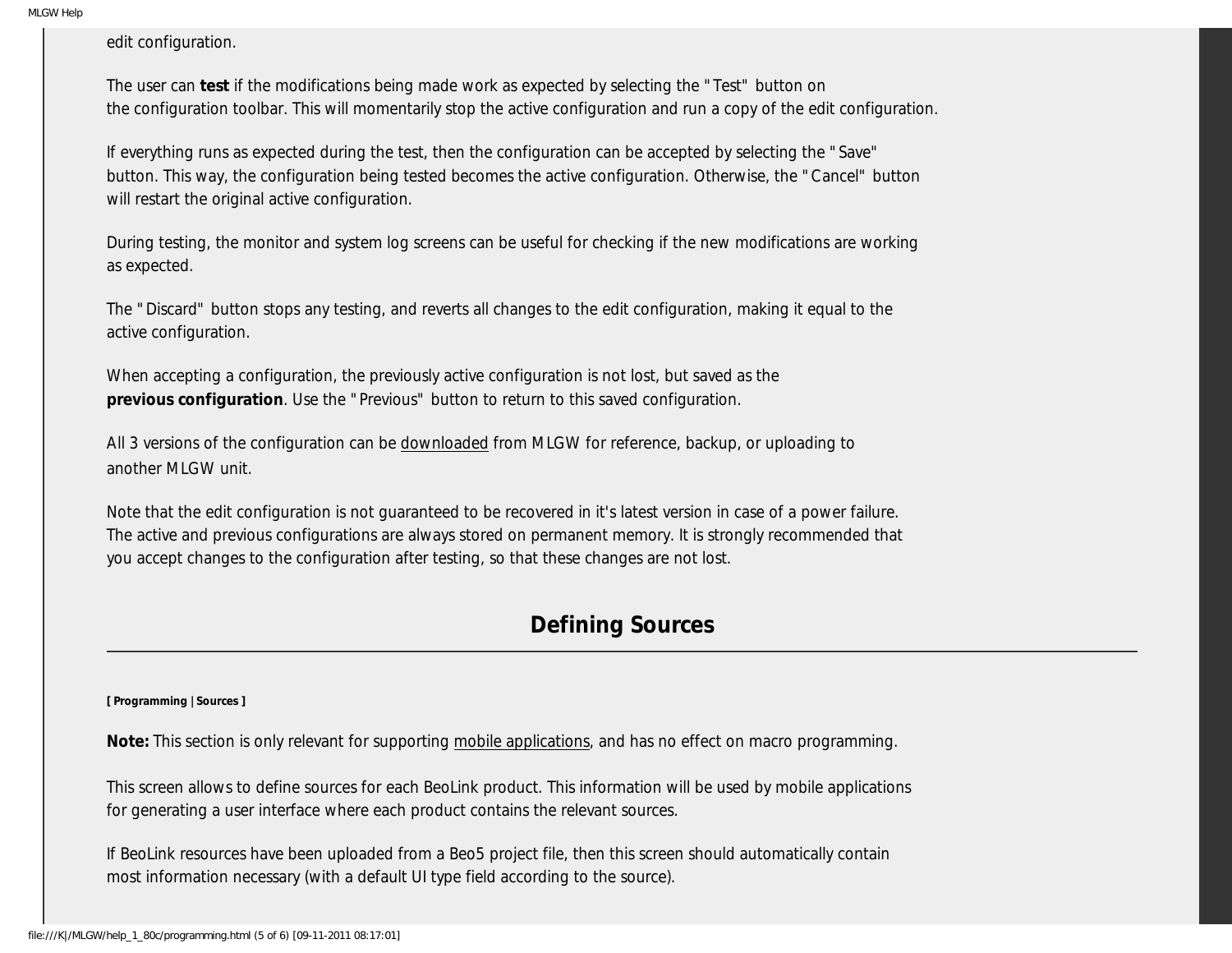edit configuration.

The user can **test** if the modifications being made work as expected by selecting the "Test" button on the configuration toolbar. This will momentarily stop the active configuration and run a copy of the edit configuration.

If everything runs as expected during the test, then the configuration can be accepted by selecting the "Save" button. This way, the configuration being tested becomes the active configuration. Otherwise, the "Cancel" button will restart the original active configuration.

During testing, the monitor and system log screens can be useful for checking if the new modifications are working as expected.

The "Discard" button stops any testing, and reverts all changes to the edit configuration, making it equal to the active configuration.

When accepting a configuration, the previously active configuration is not lost, but saved as the **previous configuration**. Use the "Previous" button to return to this saved configuration.

All 3 versions of the configuration can be downloaded from MLGW for reference, backup, or uploading to another MLGW unit.

Note that the edit configuration is not guaranteed to be recovered in it's latest version in case of a power failure. The active and previous configurations are always stored on permanent memory. It is strongly recommended that you accept changes to the configuration after testing, so that these changes are not lost.

## Defining Sources

**[ Programming | Sources ]**

**Note:** This section is only relevant for supporting mobile applications, and has no effect on macro programming.

This screen allows to define sources for each BeoLink product. This information will be used by mobile applications for generating a user interface where each product contains the relevant sources.

If BeoLink resources have been uploaded from a Beo5 project file, then this screen should automatically contain most information necessary (with a default UI type field according to the source).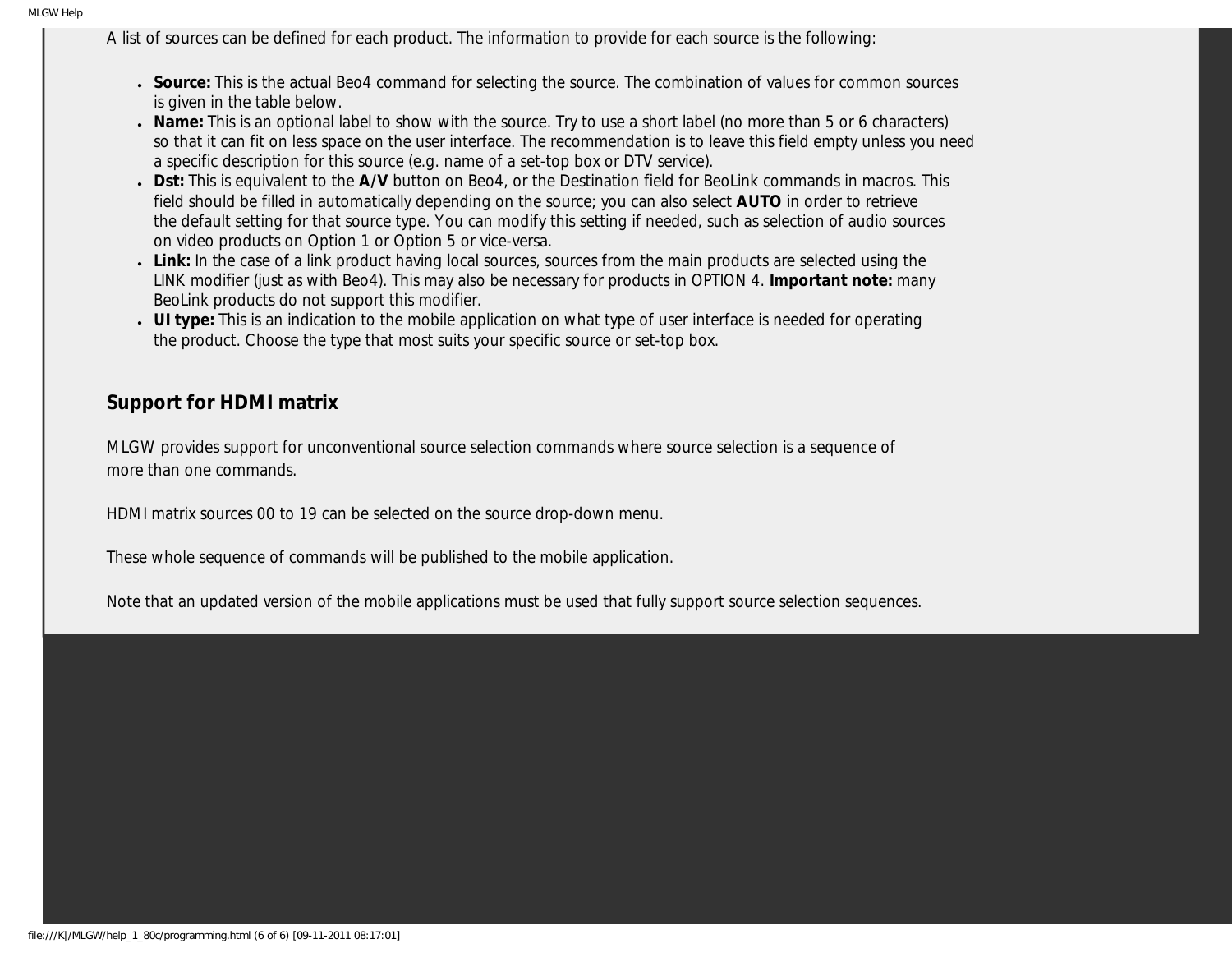A list of sources can be defined for each product. The information to provide for each source is the following:

- **Source:** This is the actual Beo4 command for selecting the source. The combination of values for common sources is given in the table below.
- **Name:** This is an optional label to show with the source. Try to use a short label (no more than 5 or 6 characters) so that it can fit on less space on the user interface. The recommendation is to leave this field empty unless you need a specific description for this source (e.g. name of a set-top box or DTV service).
- **Dst:** This is equivalent to the **A/V** button on Beo4, or the Destination field for BeoLink commands in macros. This field should be filled in automatically depending on the source; you can also select **AUTO** in order to retrieve the default setting for that source type. You can modify this setting if needed, such as selection of audio sources on video products on Option 1 or Option 5 or vice-versa.
- **Link:** In the case of a link product having local sources, sources from the main products are selected using the LINK modifier (just as with Beo4). This may also be necessary for products in OPTION 4. **Important note:** many BeoLink products do not support this modifier.
- **UI type:** This is an indication to the mobile application on what type of user interface is needed for operating the product. Choose the type that most suits your specific source or set-top box.

## Support for HDMI matrix

MLGW provides support for unconventional source selection commands where source selection is a sequence of more than one commands.

HDMI matrix sources 00 to 19 can be selected on the source drop-down menu.

These whole sequence of commands will be published to the mobile application.

Note that an updated version of the mobile applications must be used that fully support source selection sequences.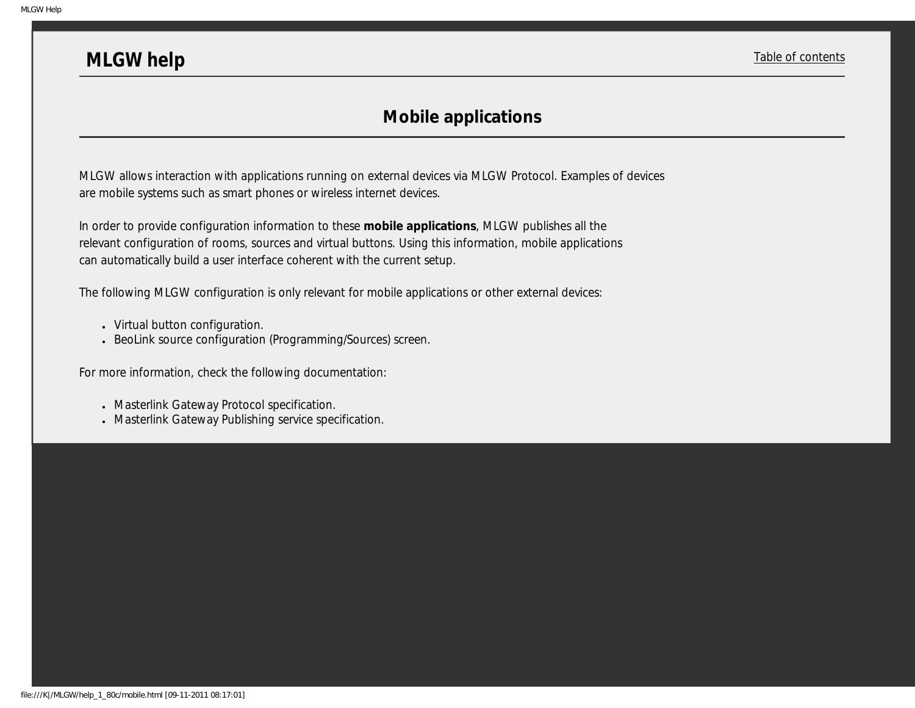# MLGW help

Table of contents

## Mobile applications

MLGW allows interaction with applications running on external devices via MLGW Protocol. Examples of devices are mobile systems such as smart phones or wireless internet devices.

In order to provide configuration information to these **mobile applications**, MLGW publishes all the relevant configuration of rooms, sources and virtual buttons. Using this information, mobile applications can automatically build a user interface coherent with the current setup.

The following MLGW configuration is only relevant for mobile applications or other external devices:

- Virtual button configuration.
- BeoLink source configuration (Programming/Sources) screen.

For more information, check the following documentation:

- Masterlink Gateway Protocol specification.
- Masterlink Gateway Publishing service specification.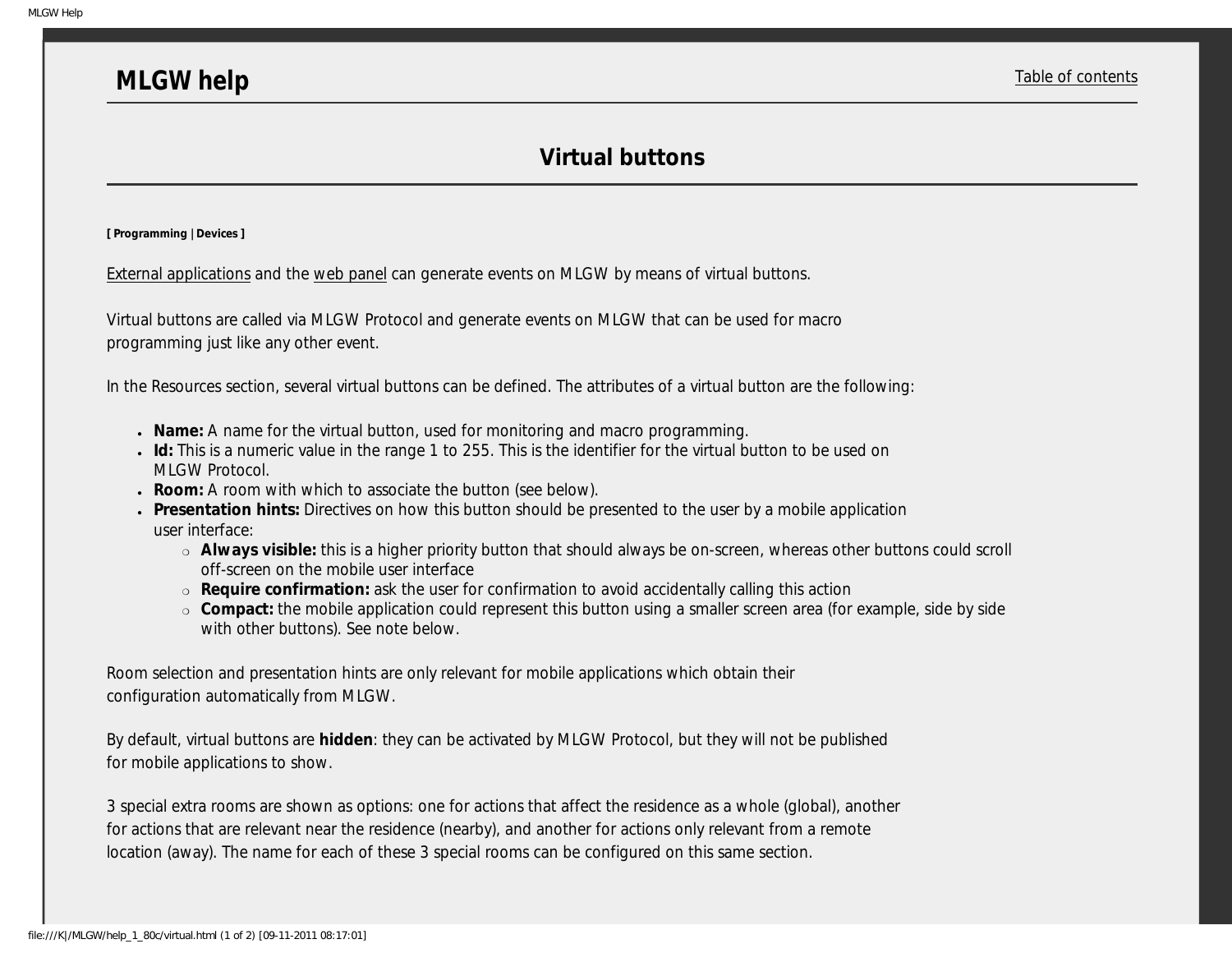# MLGW help

Table of contents

## Virtual buttons

**[ Programming | Devices ]**

External applications and the web panel can generate events on MLGW by means of virtual buttons.

Virtual buttons are called via MLGW Protocol and generate events on MLGW that can be used for macro programming just like any other event.

In the Resources section, several virtual buttons can be defined. The attributes of a virtual button are the following:

- **Name:** A name for the virtual button, used for monitoring and macro programming.
- **Id:** This is a numeric value in the range 1 to 255. This is the identifier for the virtual button to be used on MLGW Protocol.
- **Room:** A room with which to associate the button (see below).
- **Presentation hints:** Directives on how this button should be presented to the user by a mobile application user interface:
  - **Always visible:** this is a higher priority button that should always be on-screen, whereas other buttons could scroll off-screen on the mobile user interface
  - **Require confirmation:** ask the user for confirmation to avoid accidentally calling this action
  - **Compact:** the mobile application could represent this button using a smaller screen area (for example, side by side with other buttons). See note below.

Room selection and presentation hints are only relevant for mobile applications which obtain their configuration automatically from MLGW.

By default, virtual buttons are **hidden**: they can be activated by MLGW Protocol, but they will not be published for mobile applications to show.

3 special extra rooms are shown as options: one for actions that affect the residence as a whole (global), another for actions that are relevant near the residence (nearby), and another for actions only relevant from a remote location (away). The name for each of these 3 special rooms can be configured on this same section.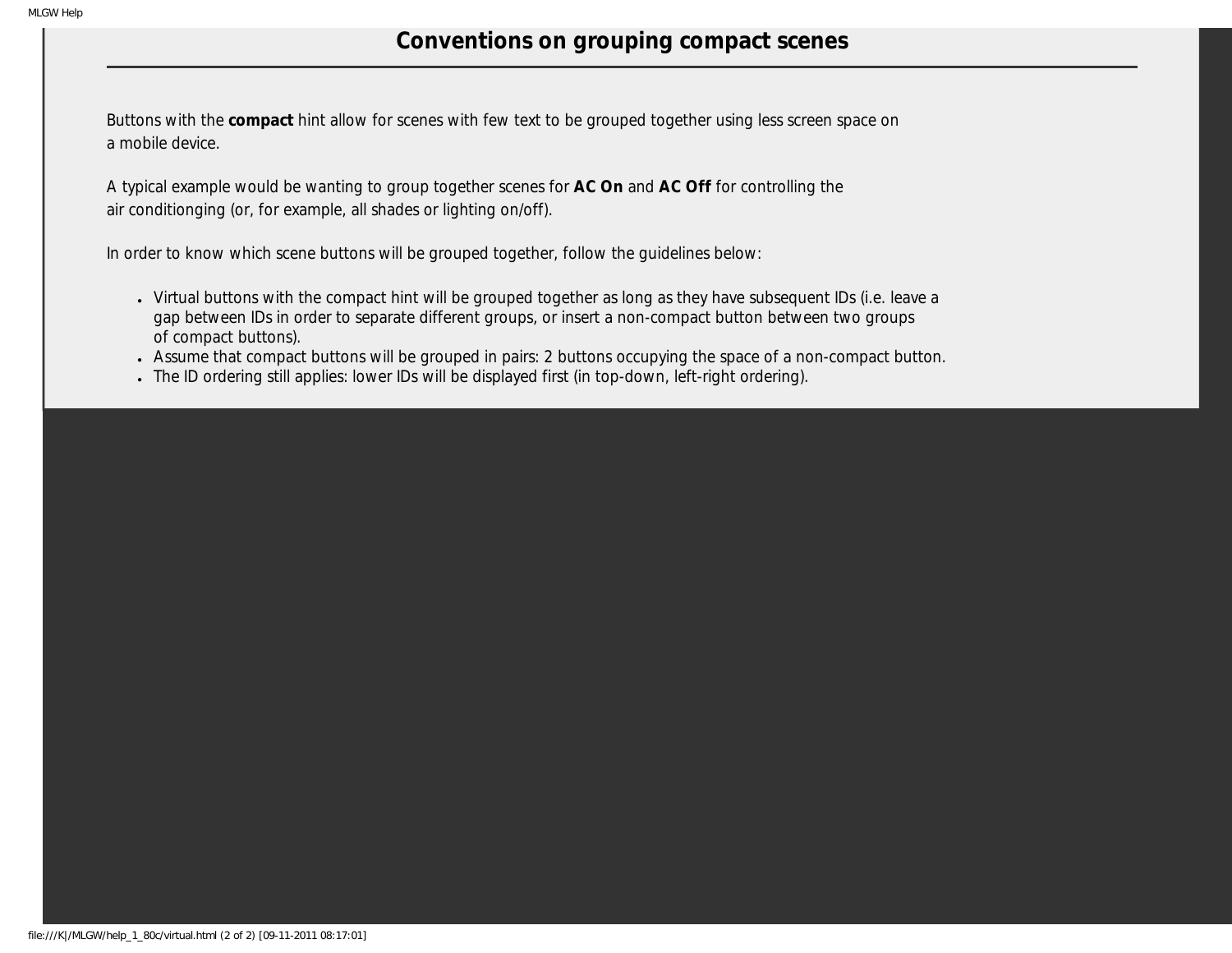## Conventions on grouping compact scenes

Buttons with the **compact** hint allow for scenes with few text to be grouped together using less screen space on a mobile device.

A typical example would be wanting to group together scenes for **AC On** and **AC Off** for controlling the air conditionging (or, for example, all shades or lighting on/off).

In order to know which scene buttons will be grouped together, follow the guidelines below:

- Virtual buttons with the compact hint will be grouped together as long as they have subsequent IDs (i.e. leave a gap between IDs in order to separate different groups, or insert a non-compact button between two groups of compact buttons).
- Assume that compact buttons will be grouped in pairs: 2 buttons occupying the space of a non-compact button.
- The ID ordering still applies: lower IDs will be displayed first (in top-down, left-right ordering).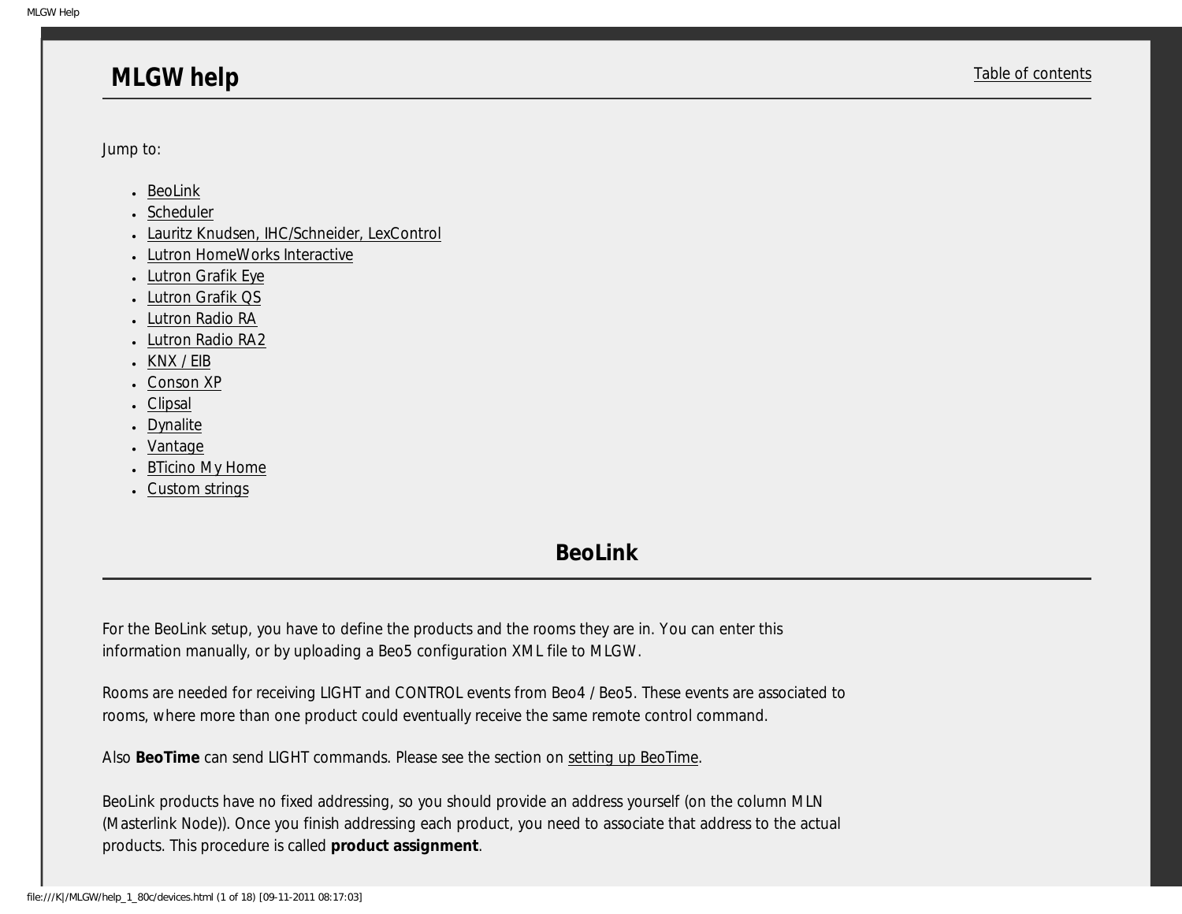# MLGW help

Table of contents

Jump to:

- BeoLink
- Scheduler
- Lauritz Knudsen, IHC/Schneider, LexControl
- Lutron HomeWorks Interactive
- Lutron Grafik Eye
- Lutron Grafik QS
- Lutron Radio RA
- Lutron Radio RA2
- KNX / EIB
- Conson XP
- Clipsal
- Dynalite
- Vantage
- BTicino My Home
- Custom strings

## BeoLink

For the BeoLink setup, you have to define the products and the rooms they are in. You can enter this information manually, or by uploading a Beo5 configuration XML file to MLGW.

Rooms are needed for receiving LIGHT and CONTROL events from Beo4 / Beo5. These events are associated to rooms, where more than one product could eventually receive the same remote control command.

Also **BeoTime** can send LIGHT commands. Please see the section on setting up BeoTime.

BeoLink products have no fixed addressing, so you should provide an address yourself (on the column MLN (Masterlink Node)). Once you finish addressing each product, you need to associate that address to the actual products. This procedure is called **product assignment**.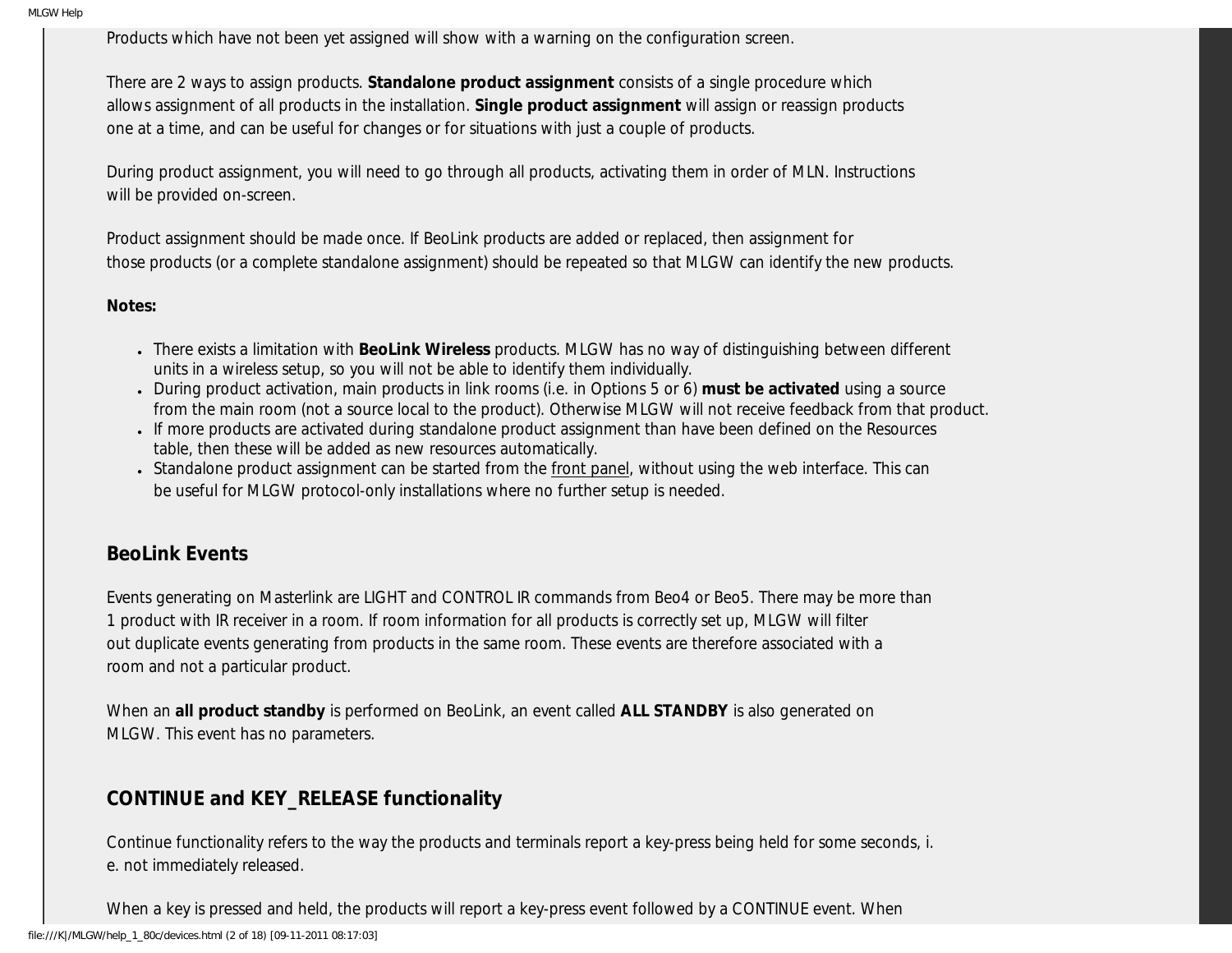Products which have not been yet assigned will show with a warning on the configuration screen.

There are 2 ways to assign products. **Standalone product assignment** consists of a single procedure which allows assignment of all products in the installation. **Single product assignment** will assign or reassign products one at a time, and can be useful for changes or for situations with just a couple of products.

During product assignment, you will need to go through all products, activating them in order of MLN. Instructions will be provided on-screen.

Product assignment should be made once. If BeoLink products are added or replaced, then assignment for those products (or a complete standalone assignment) should be repeated so that MLGW can identify the new products.

**Notes:**

- There exists a limitation with **BeoLink Wireless** products. MLGW has no way of distinguishing between different units in a wireless setup, so you will not be able to identify them individually.
- During product activation, main products in link rooms (i.e. in Options 5 or 6) **must be activated** using a source from the main room (not a source local to the product). Otherwise MLGW will not receive feedback from that product.
- If more products are activated during standalone product assignment than have been defined on the Resources table, then these will be added as new resources automatically.
- Standalone product assignment can be started from the front panel, without using the web interface. This can be useful for MLGW protocol-only installations where no further setup is needed.

## BeoLink Events

Events generating on Masterlink are LIGHT and CONTROL IR commands from Beo4 or Beo5. There may be more than 1 product with IR receiver in a room. If room information for all products is correctly set up, MLGW will filter out duplicate events generating from products in the same room. These events are therefore associated with a room and not a particular product.

When an **all product standby** is performed on BeoLink, an event called **ALL STANDBY** is also generated on MLGW. This event has no parameters.

## CONTINUE and KEY_RELEASE functionality

Continue functionality refers to the way the products and terminals report a key-press being held for some seconds, i.e. not immediately released.

When a key is pressed and held, the products will report a key-press event followed by a CONTINUE event. When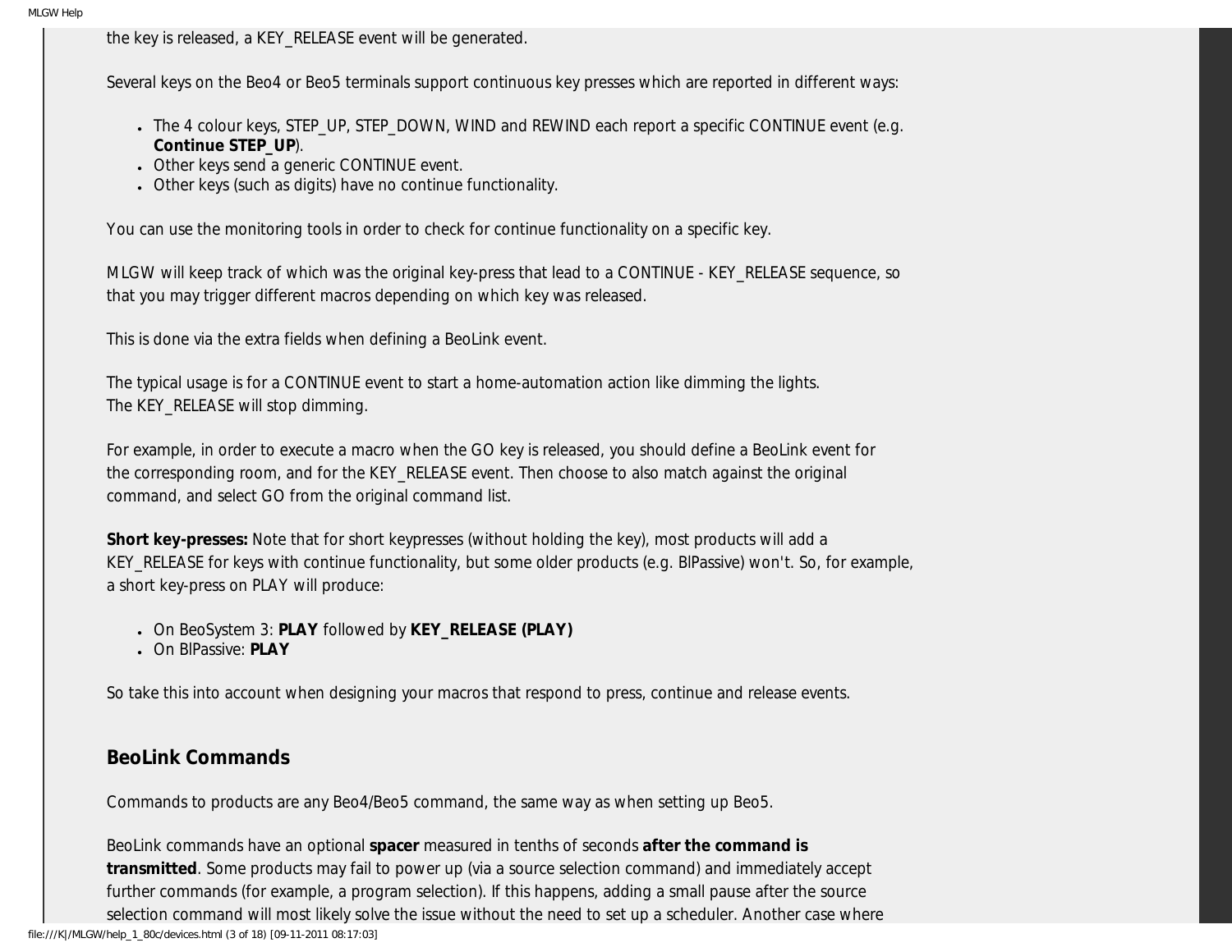the key is released, a KEY_RELEASE event will be generated.

Several keys on the Beo4 or Beo5 terminals support continuous key presses which are reported in different ways:

- The 4 colour keys, STEP_UP, STEP_DOWN, WIND and REWIND each report a specific CONTINUE event (e.g. **Continue STEP_UP**).
- Other keys send a generic CONTINUE event.
- Other keys (such as digits) have no continue functionality.

You can use the monitoring tools in order to check for continue functionality on a specific key.

MLGW will keep track of which was the original key-press that lead to a CONTINUE - KEY_RELEASE sequence, so that you may trigger different macros depending on which key was released.

This is done via the extra fields when defining a BeoLink event.

The typical usage is for a CONTINUE event to start a home-automation action like dimming the lights.
The KEY_RELEASE will stop dimming.

For example, in order to execute a macro when the GO key is released, you should define a BeoLink event for the corresponding room, and for the KEY_RELEASE event. Then choose to also match against the original command, and select GO from the original command list.

**Short key-presses:** Note that for short keypresses (without holding the key), most products will add a KEY_RELEASE for keys with continue functionality, but some older products (e.g. BlPassive) won't. So, for example, a short key-press on PLAY will produce:

- On BeoSystem 3: **PLAY** followed by **KEY_RELEASE (PLAY)**
- On BlPassive: **PLAY**

So take this into account when designing your macros that respond to press, continue and release events.

## BeoLink Commands

Commands to products are any Beo4/Beo5 command, the same way as when setting up Beo5.

BeoLink commands have an optional **spacer** measured in tenths of seconds **after the command is transmitted**. Some products may fail to power up (via a source selection command) and immediately accept further commands (for example, a program selection). If this happens, adding a small pause after the source selection command will most likely solve the issue without the need to set up a scheduler. Another case where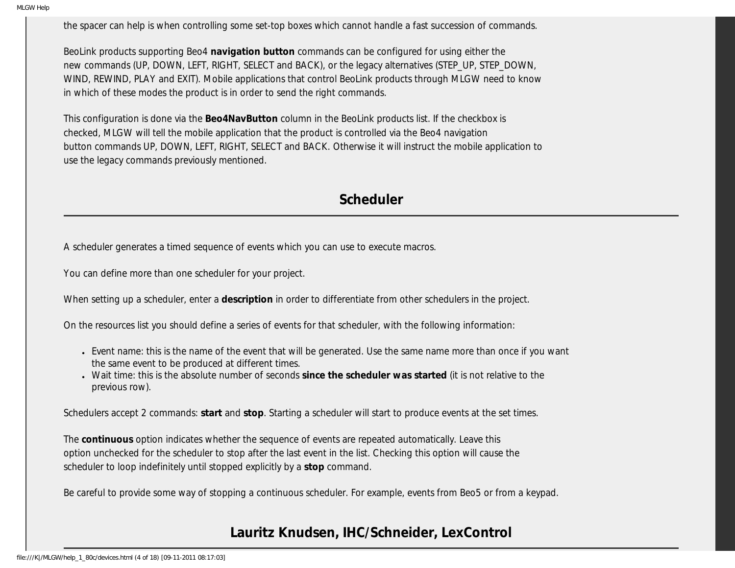the spacer can help is when controlling some set-top boxes which cannot handle a fast succession of commands.

BeoLink products supporting Beo4 **navigation button** commands can be configured for using either the new commands (UP, DOWN, LEFT, RIGHT, SELECT and BACK), or the legacy alternatives (STEP_UP, STEP_DOWN, WIND, REWIND, PLAY and EXIT). Mobile applications that control BeoLink products through MLGW need to know in which of these modes the product is in order to send the right commands.

This configuration is done via the **Beo4NavButton** column in the BeoLink products list. If the checkbox is checked, MLGW will tell the mobile application that the product is controlled via the Beo4 navigation button commands UP, DOWN, LEFT, RIGHT, SELECT and BACK. Otherwise it will instruct the mobile application to use the legacy commands previously mentioned.

## Scheduler

A scheduler generates a timed sequence of events which you can use to execute macros.

You can define more than one scheduler for your project.

When setting up a scheduler, enter a **description** in order to differentiate from other schedulers in the project.

On the resources list you should define a series of events for that scheduler, with the following information:

- Event name: this is the name of the event that will be generated. Use the same name more than once if you want the same event to be produced at different times.
- Wait time: this is the absolute number of seconds **since the scheduler was started** (it is not relative to the previous row).

Schedulers accept 2 commands: **start** and **stop**. Starting a scheduler will start to produce events at the set times.

The **continuous** option indicates whether the sequence of events are repeated automatically. Leave this option unchecked for the scheduler to stop after the last event in the list. Checking this option will cause the scheduler to loop indefinitely until stopped explicitly by a **stop** command.

Be careful to provide some way of stopping a continuous scheduler. For example, events from Beo5 or from a keypad.

## Lauritz Knudsen, IHC/Schneider, LexControl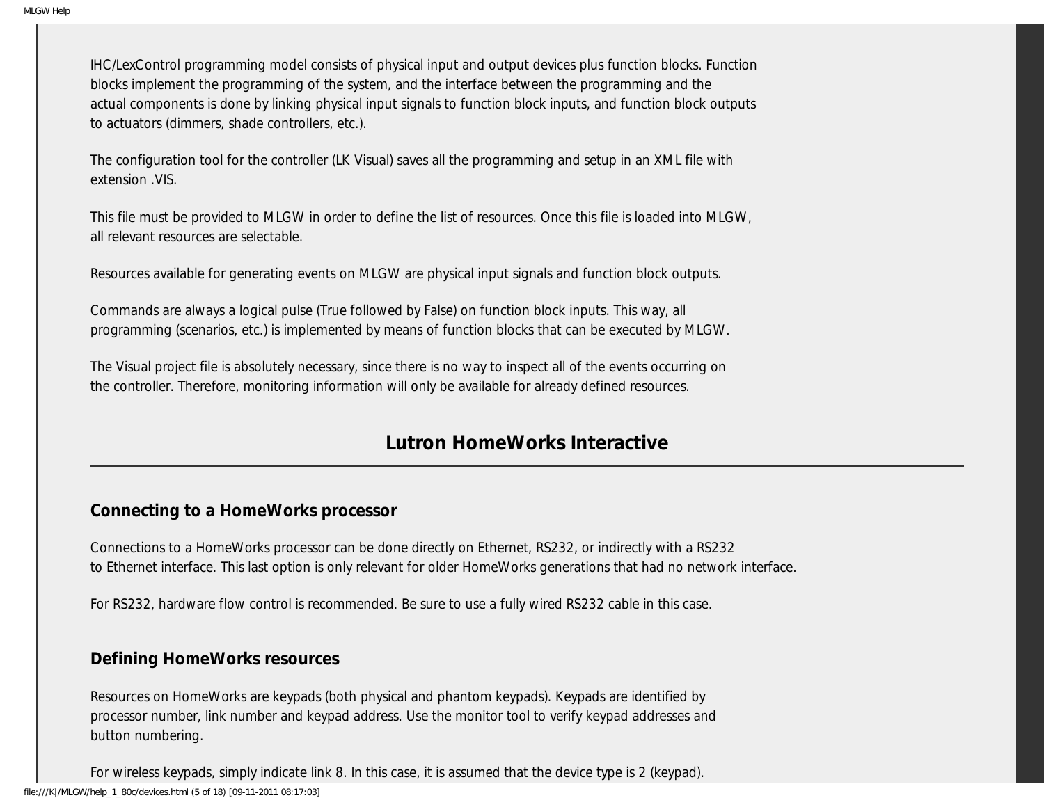IHC/LexControl programming model consists of physical input and output devices plus function blocks. Function blocks implement the programming of the system, and the interface between the programming and the actual components is done by linking physical input signals to function block inputs, and function block outputs to actuators (dimmers, shade controllers, etc.).

The configuration tool for the controller (LK Visual) saves all the programming and setup in an XML file with extension .VIS.

This file must be provided to MLGW in order to define the list of resources. Once this file is loaded into MLGW, all relevant resources are selectable.

Resources available for generating events on MLGW are physical input signals and function block outputs.

Commands are always a logical pulse (True followed by False) on function block inputs. This way, all programming (scenarios, etc.) is implemented by means of function blocks that can be executed by MLGW.

The Visual project file is absolutely necessary, since there is no way to inspect all of the events occurring on the controller. Therefore, monitoring information will only be available for already defined resources.

## Lutron HomeWorks Interactive

### Connecting to a HomeWorks processor

Connections to a HomeWorks processor can be done directly on Ethernet, RS232, or indirectly with a RS232 to Ethernet interface. This last option is only relevant for older HomeWorks generations that had no network interface.

For RS232, hardware flow control is recommended. Be sure to use a fully wired RS232 cable in this case.

### Defining HomeWorks resources

Resources on HomeWorks are keypads (both physical and phantom keypads). Keypads are identified by processor number, link number and keypad address. Use the monitor tool to verify keypad addresses and button numbering.

For wireless keypads, simply indicate link 8. In this case, it is assumed that the device type is 2 (keypad).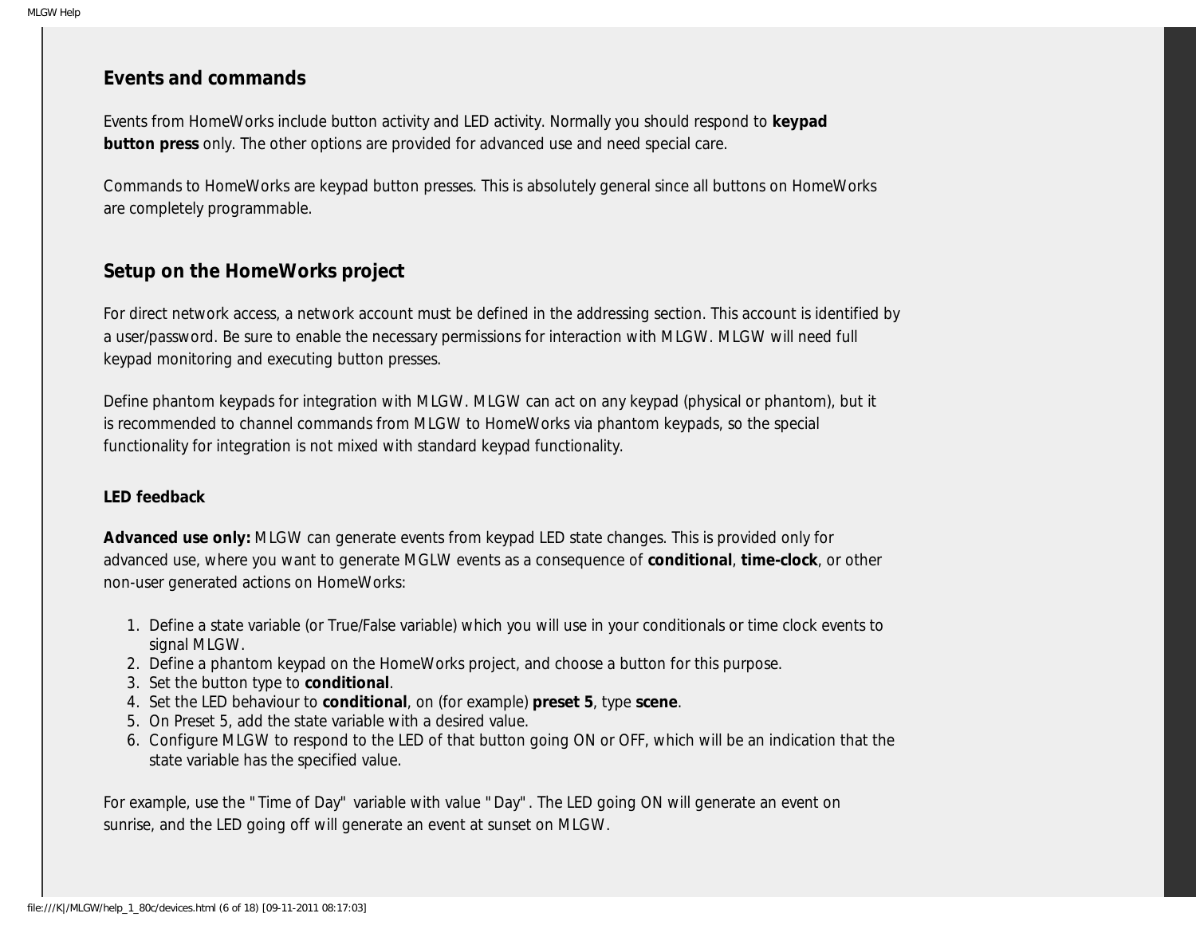## Events and commands

Events from HomeWorks include button activity and LED activity. Normally you should respond to **keypad button press** only. The other options are provided for advanced use and need special care.

Commands to HomeWorks are keypad button presses. This is absolutely general since all buttons on HomeWorks are completely programmable.

## Setup on the HomeWorks project

For direct network access, a network account must be defined in the addressing section. This account is identified by a user/password. Be sure to enable the necessary permissions for interaction with MLGW. MLGW will need full keypad monitoring and executing button presses.

Define phantom keypads for integration with MLGW. MLGW can act on any keypad (physical or phantom), but it is recommended to channel commands from MLGW to HomeWorks via phantom keypads, so the special functionality for integration is not mixed with standard keypad functionality.

### LED feedback

**Advanced use only:** MLGW can generate events from keypad LED state changes. This is provided only for advanced use, where you want to generate MGLW events as a consequence of **conditional**, **time-clock**, or other non-user generated actions on HomeWorks:

1. Define a state variable (or True/False variable) which you will use in your conditionals or time clock events to signal MLGW.
2. Define a phantom keypad on the HomeWorks project, and choose a button for this purpose.
3. Set the button type to **conditional**.
4. Set the LED behaviour to **conditional**, on (for example) **preset 5**, type **scene**.
5. On Preset 5, add the state variable with a desired value.
6. Configure MLGW to respond to the LED of that button going ON or OFF, which will be an indication that the state variable has the specified value.

For example, use the "Time of Day" variable with value "Day". The LED going ON will generate an event on sunrise, and the LED going off will generate an event at sunset on MLGW.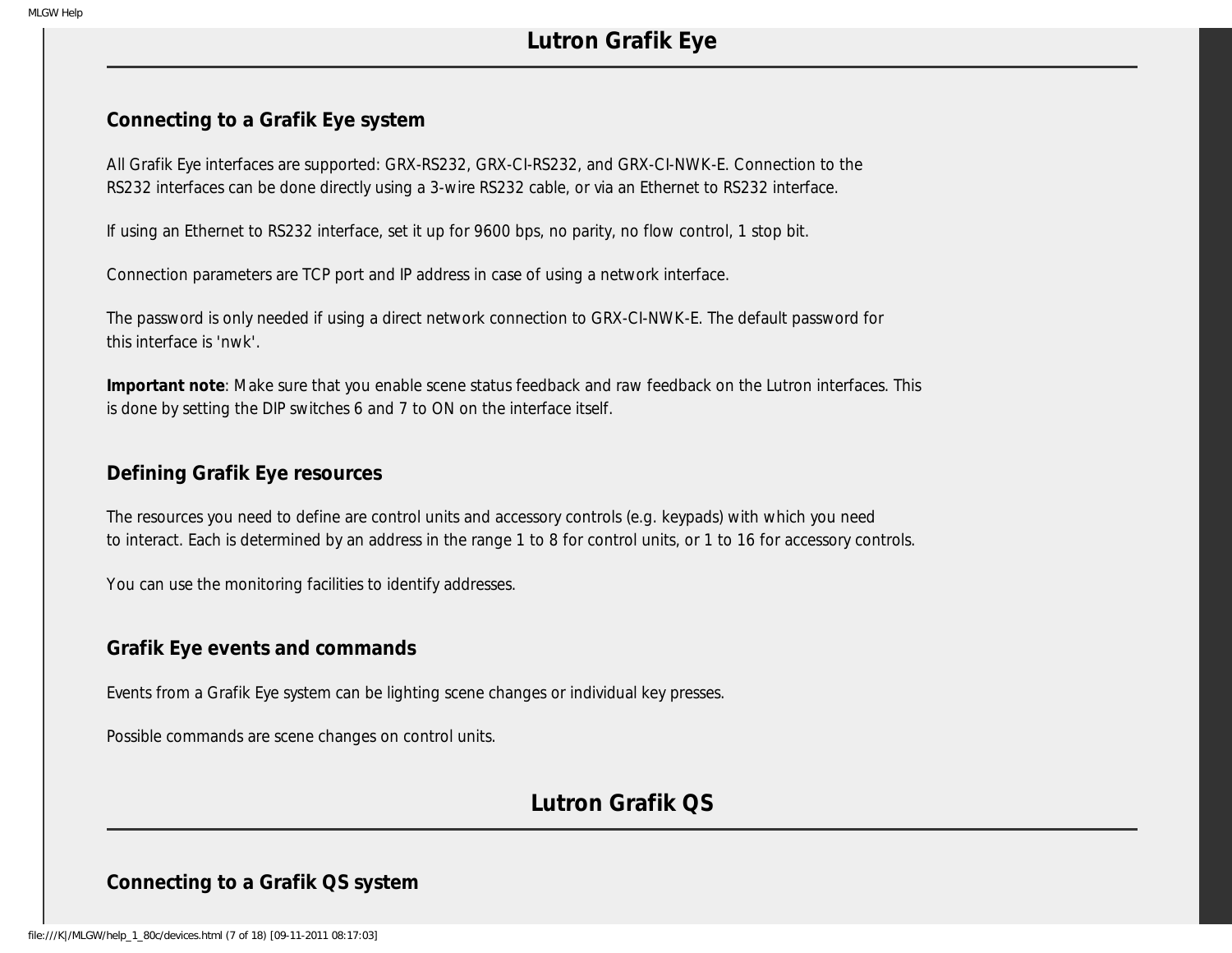# Lutron Grafik Eye

## Connecting to a Grafik Eye system

All Grafik Eye interfaces are supported: GRX-RS232, GRX-CI-RS232, and GRX-CI-NWK-E. Connection to the RS232 interfaces can be done directly using a 3-wire RS232 cable, or via an Ethernet to RS232 interface.

If using an Ethernet to RS232 interface, set it up for 9600 bps, no parity, no flow control, 1 stop bit.

Connection parameters are TCP port and IP address in case of using a network interface.

The password is only needed if using a direct network connection to GRX-CI-NWK-E. The default password for this interface is 'nwk'.

**Important note**: Make sure that you enable scene status feedback and raw feedback on the Lutron interfaces. This is done by setting the DIP switches 6 and 7 to ON on the interface itself.

## Defining Grafik Eye resources

The resources you need to define are control units and accessory controls (e.g. keypads) with which you need to interact. Each is determined by an address in the range 1 to 8 for control units, or 1 to 16 for accessory controls.

You can use the monitoring facilities to identify addresses.

## Grafik Eye events and commands

Events from a Grafik Eye system can be lighting scene changes or individual key presses.

Possible commands are scene changes on control units.

# Lutron Grafik QS

## Connecting to a Grafik QS system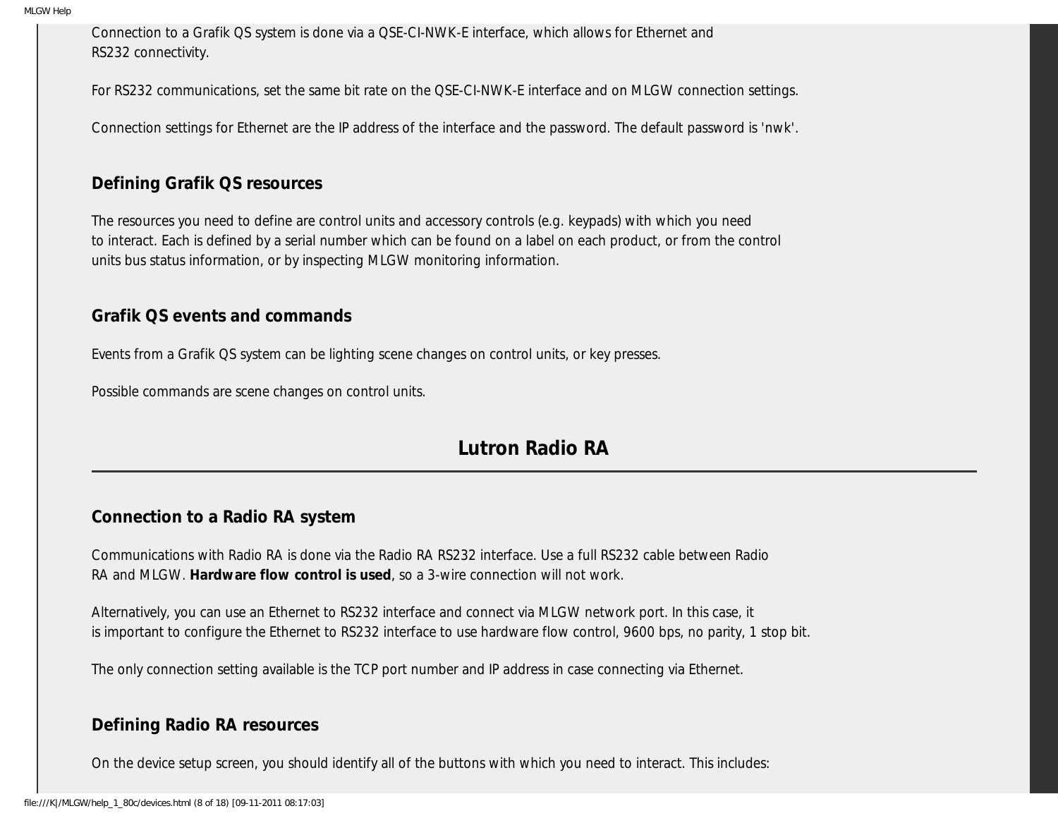Connection to a Grafik QS system is done via a QSE-CI-NWK-E interface, which allows for Ethernet and RS232 connectivity.

For RS232 communications, set the same bit rate on the QSE-CI-NWK-E interface and on MLGW connection settings.

Connection settings for Ethernet are the IP address of the interface and the password. The default password is 'nwk'.

### Defining Grafik QS resources

The resources you need to define are control units and accessory controls (e.g. keypads) with which you need to interact. Each is defined by a serial number which can be found on a label on each product, or from the control units bus status information, or by inspecting MLGW monitoring information.

### Grafik QS events and commands

Events from a Grafik QS system can be lighting scene changes on control units, or key presses.

Possible commands are scene changes on control units.

## Lutron Radio RA

### Connection to a Radio RA system

Communications with Radio RA is done via the Radio RA RS232 interface. Use a full RS232 cable between Radio RA and MLGW. **Hardware flow control is used**, so a 3-wire connection will not work.

Alternatively, you can use an Ethernet to RS232 interface and connect via MLGW network port. In this case, it is important to configure the Ethernet to RS232 interface to use hardware flow control, 9600 bps, no parity, 1 stop bit.

The only connection setting available is the TCP port number and IP address in case connecting via Ethernet.

### Defining Radio RA resources

On the device setup screen, you should identify all of the buttons with which you need to interact. This includes: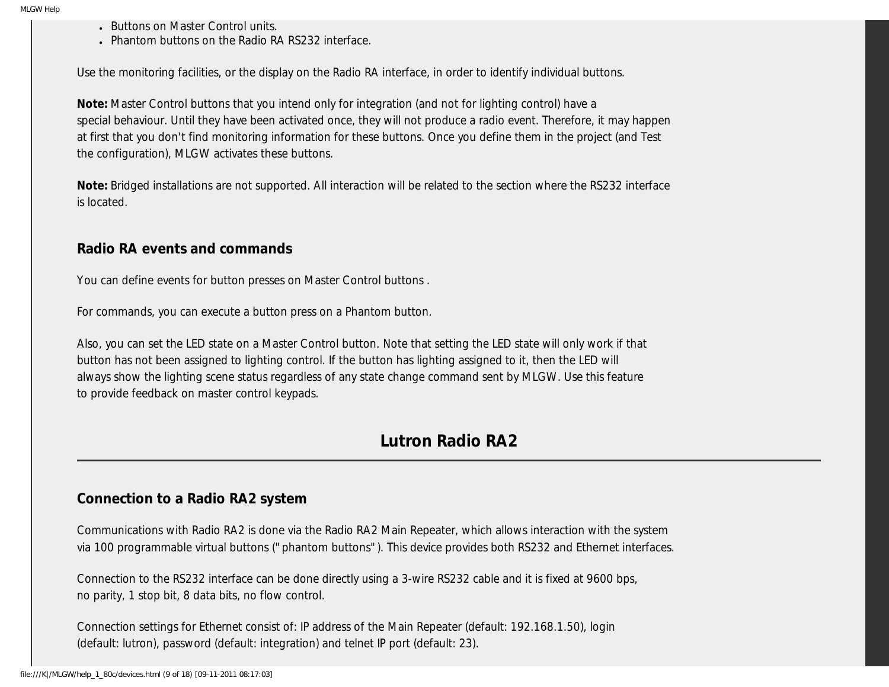- Buttons on Master Control units.
- Phantom buttons on the Radio RA RS232 interface.

Use the monitoring facilities, or the display on the Radio RA interface, in order to identify individual buttons.

**Note:** Master Control buttons that you intend only for integration (and not for lighting control) have a special behaviour. Until they have been activated once, they will not produce a radio event. Therefore, it may happen at first that you don't find monitoring information for these buttons. Once you define them in the project (and Test the configuration), MLGW activates these buttons.

**Note:** Bridged installations are not supported. All interaction will be related to the section where the RS232 interface is located.

### Radio RA events and commands

You can define events for button presses on Master Control buttons .

For commands, you can execute a button press on a Phantom button.

Also, you can set the LED state on a Master Control button. Note that setting the LED state will only work if that button has not been assigned to lighting control. If the button has lighting assigned to it, then the LED will always show the lighting scene status regardless of any state change command sent by MLGW. Use this feature to provide feedback on master control keypads.

## Lutron Radio RA2

### Connection to a Radio RA2 system

Communications with Radio RA2 is done via the Radio RA2 Main Repeater, which allows interaction with the system via 100 programmable virtual buttons ("phantom buttons"). This device provides both RS232 and Ethernet interfaces.

Connection to the RS232 interface can be done directly using a 3-wire RS232 cable and it is fixed at 9600 bps, no parity, 1 stop bit, 8 data bits, no flow control.

Connection settings for Ethernet consist of: IP address of the Main Repeater (default: 192.168.1.50), login (default: lutron), password (default: integration) and telnet IP port (default: 23).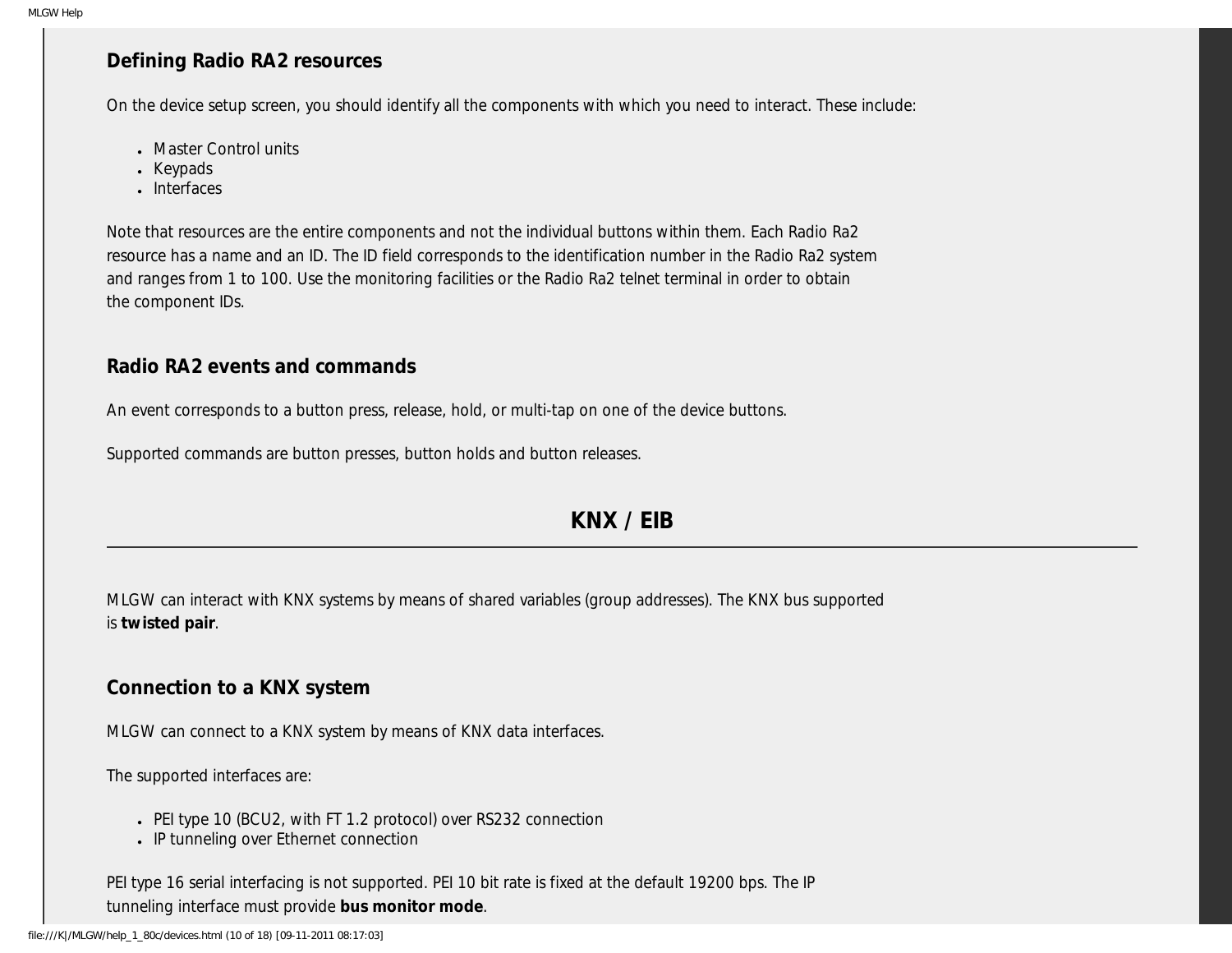### Defining Radio RA2 resources

On the device setup screen, you should identify all the components with which you need to interact. These include:

- Master Control units
- Keypads
- Interfaces

Note that resources are the entire components and not the individual buttons within them. Each Radio Ra2 resource has a name and an ID. The ID field corresponds to the identification number in the Radio Ra2 system and ranges from 1 to 100. Use the monitoring facilities or the Radio Ra2 telnet terminal in order to obtain the component IDs.

### Radio RA2 events and commands

An event corresponds to a button press, release, hold, or multi-tap on one of the device buttons.

Supported commands are button presses, button holds and button releases.

## KNX / EIB

---

MLGW can interact with KNX systems by means of shared variables (group addresses). The KNX bus supported is **twisted pair**.

### Connection to a KNX system

MLGW can connect to a KNX system by means of KNX data interfaces.

The supported interfaces are:

- PEI type 10 (BCU2, with FT 1.2 protocol) over RS232 connection
- IP tunneling over Ethernet connection

PEI type 16 serial interfacing is not supported. PEI 10 bit rate is fixed at the default 19200 bps. The IP tunneling interface must provide **bus monitor mode**.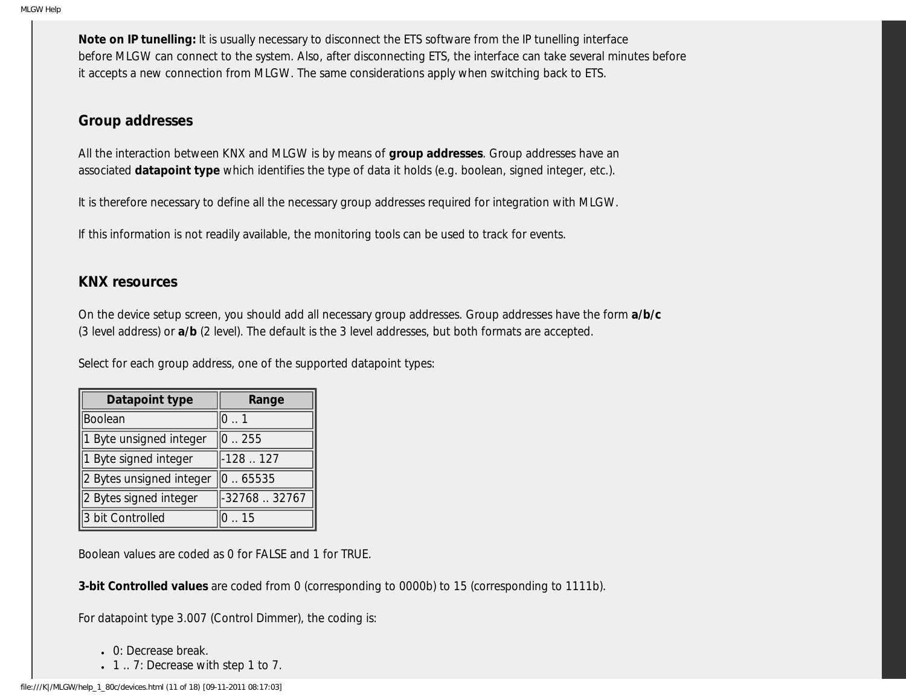**Note on IP tunelling:** It is usually necessary to disconnect the ETS software from the IP tunelling interface before MLGW can connect to the system. Also, after disconnecting ETS, the interface can take several minutes before it accepts a new connection from MLGW. The same considerations apply when switching back to ETS.

## Group addresses

All the interaction between KNX and MLGW is by means of **group addresses**. Group addresses have an associated **datapoint type** which identifies the type of data it holds (e.g. boolean, signed integer, etc.).

It is therefore necessary to define all the necessary group addresses required for integration with MLGW.

If this information is not readily available, the monitoring tools can be used to track for events.

## KNX resources

On the device setup screen, you should add all necessary group addresses. Group addresses have the form **a/b/c** (3 level address) or **a/b** (2 level). The default is the 3 level addresses, but both formats are accepted.

Select for each group address, one of the supported datapoint types:

| Datapoint type | Range |
|---|---|
| Boolean | 0 .. 1 |
| 1 Byte unsigned integer | 0 .. 255 |
| 1 Byte signed integer | -128 .. 127 |
| 2 Bytes unsigned integer | 0 .. 65535 |
| 2 Bytes signed integer | -32768 .. 32767 |
| 3 bit Controlled | 0 .. 15 |

Boolean values are coded as 0 for FALSE and 1 for TRUE.

**3-bit Controlled values** are coded from 0 (corresponding to 0000b) to 15 (corresponding to 1111b).

For datapoint type 3.007 (Control Dimmer), the coding is:

- 0: Decrease break.
- 1 .. 7: Decrease with step 1 to 7.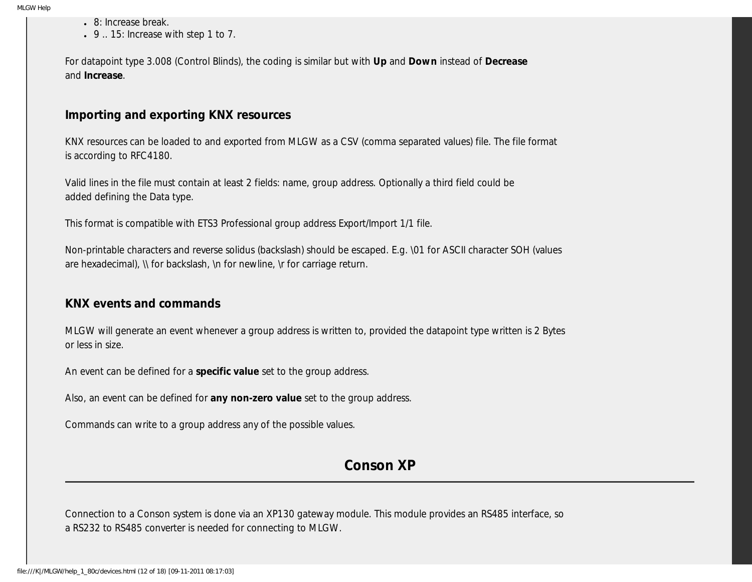- 8: Increase break.
- 9 .. 15: Increase with step 1 to 7.

For datapoint type 3.008 (Control Blinds), the coding is similar but with **Up** and **Down** instead of **Decrease** and **Increase**.

### Importing and exporting KNX resources

KNX resources can be loaded to and exported from MLGW as a CSV (comma separated values) file. The file format is according to RFC4180.

Valid lines in the file must contain at least 2 fields: name, group address. Optionally a third field could be added defining the Data type.

This format is compatible with ETS3 Professional group address Export/Import 1/1 file.

Non-printable characters and reverse solidus (backslash) should be escaped. E.g. \01 for ASCII character SOH (values are hexadecimal), \\ for backslash, \n for newline, \r for carriage return.

### KNX events and commands

MLGW will generate an event whenever a group address is written to, provided the datapoint type written is 2 Bytes or less in size.

An event can be defined for a **specific value** set to the group address.

Also, an event can be defined for **any non-zero value** set to the group address.

Commands can write to a group address any of the possible values.

## Conson XP

Connection to a Conson system is done via an XP130 gateway module. This module provides an RS485 interface, so a RS232 to RS485 converter is needed for connecting to MLGW.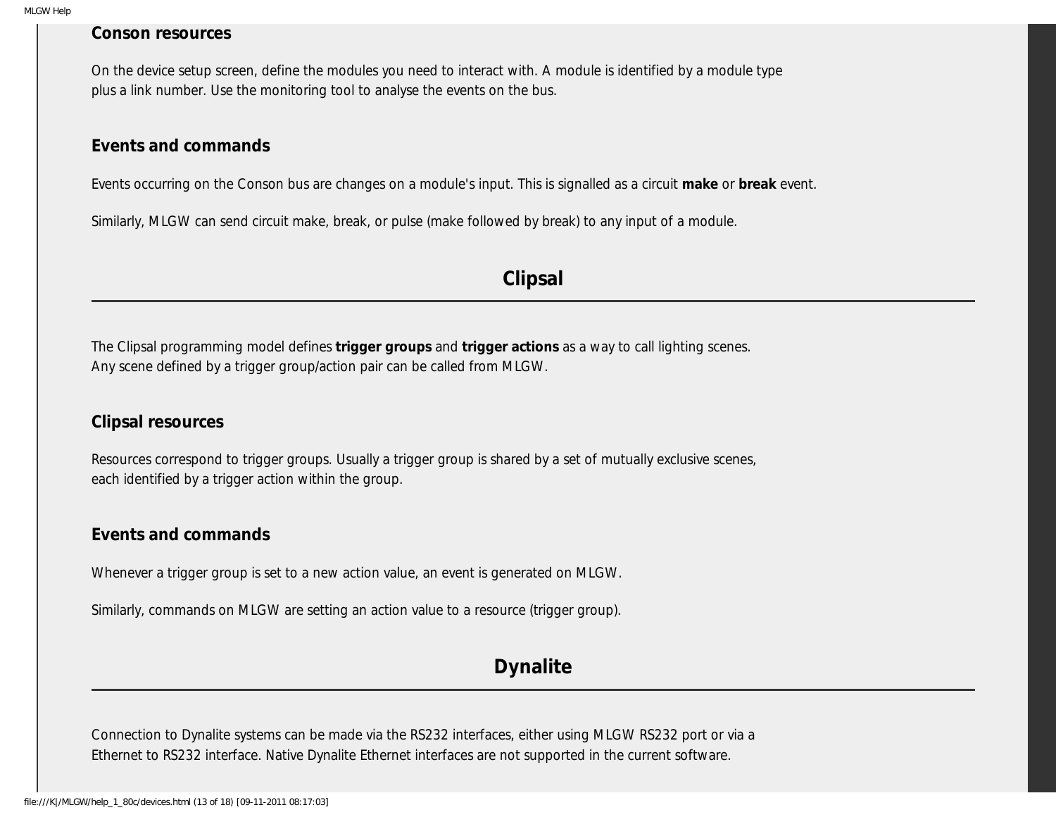### Conson resources

On the device setup screen, define the modules you need to interact with. A module is identified by a module type plus a link number. Use the monitoring tool to analyse the events on the bus.

### Events and commands

Events occurring on the Conson bus are changes on a module's input. This is signalled as a circuit **make** or **break** event.

Similarly, MLGW can send circuit make, break, or pulse (make followed by break) to any input of a module.

## Clipsal

The Clipsal programming model defines **trigger groups** and **trigger actions** as a way to call lighting scenes. Any scene defined by a trigger group/action pair can be called from MLGW.

### Clipsal resources

Resources correspond to trigger groups. Usually a trigger group is shared by a set of mutually exclusive scenes, each identified by a trigger action within the group.

### Events and commands

Whenever a trigger group is set to a new action value, an event is generated on MLGW.

Similarly, commands on MLGW are setting an action value to a resource (trigger group).

## Dynalite

Connection to Dynalite systems can be made via the RS232 interfaces, either using MLGW RS232 port or via a Ethernet to RS232 interface. Native Dynalite Ethernet interfaces are not supported in the current software.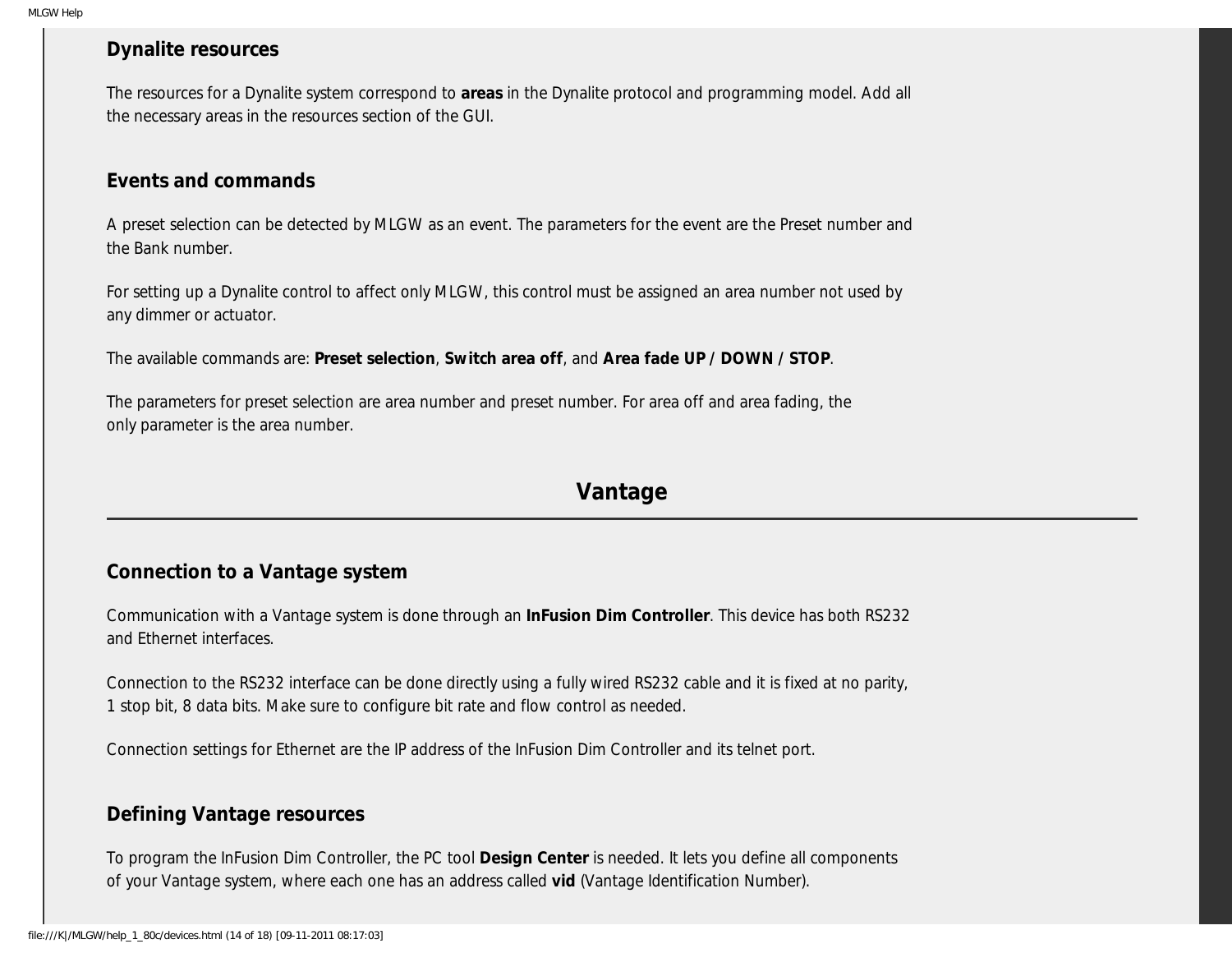### Dynalite resources

The resources for a Dynalite system correspond to **areas** in the Dynalite protocol and programming model. Add all the necessary areas in the resources section of the GUI.

### Events and commands

A preset selection can be detected by MLGW as an event. The parameters for the event are the Preset number and the Bank number.

For setting up a Dynalite control to affect only MLGW, this control must be assigned an area number not used by any dimmer or actuator.

The available commands are: **Preset selection**, **Switch area off**, and **Area fade UP / DOWN / STOP**.

The parameters for preset selection are area number and preset number. For area off and area fading, the only parameter is the area number.

## Vantage

### Connection to a Vantage system

Communication with a Vantage system is done through an **InFusion Dim Controller**. This device has both RS232 and Ethernet interfaces.

Connection to the RS232 interface can be done directly using a fully wired RS232 cable and it is fixed at no parity, 1 stop bit, 8 data bits. Make sure to configure bit rate and flow control as needed.

Connection settings for Ethernet are the IP address of the InFusion Dim Controller and its telnet port.

### Defining Vantage resources

To program the InFusion Dim Controller, the PC tool **Design Center** is needed. It lets you define all components of your Vantage system, where each one has an address called **vid** (Vantage Identification Number).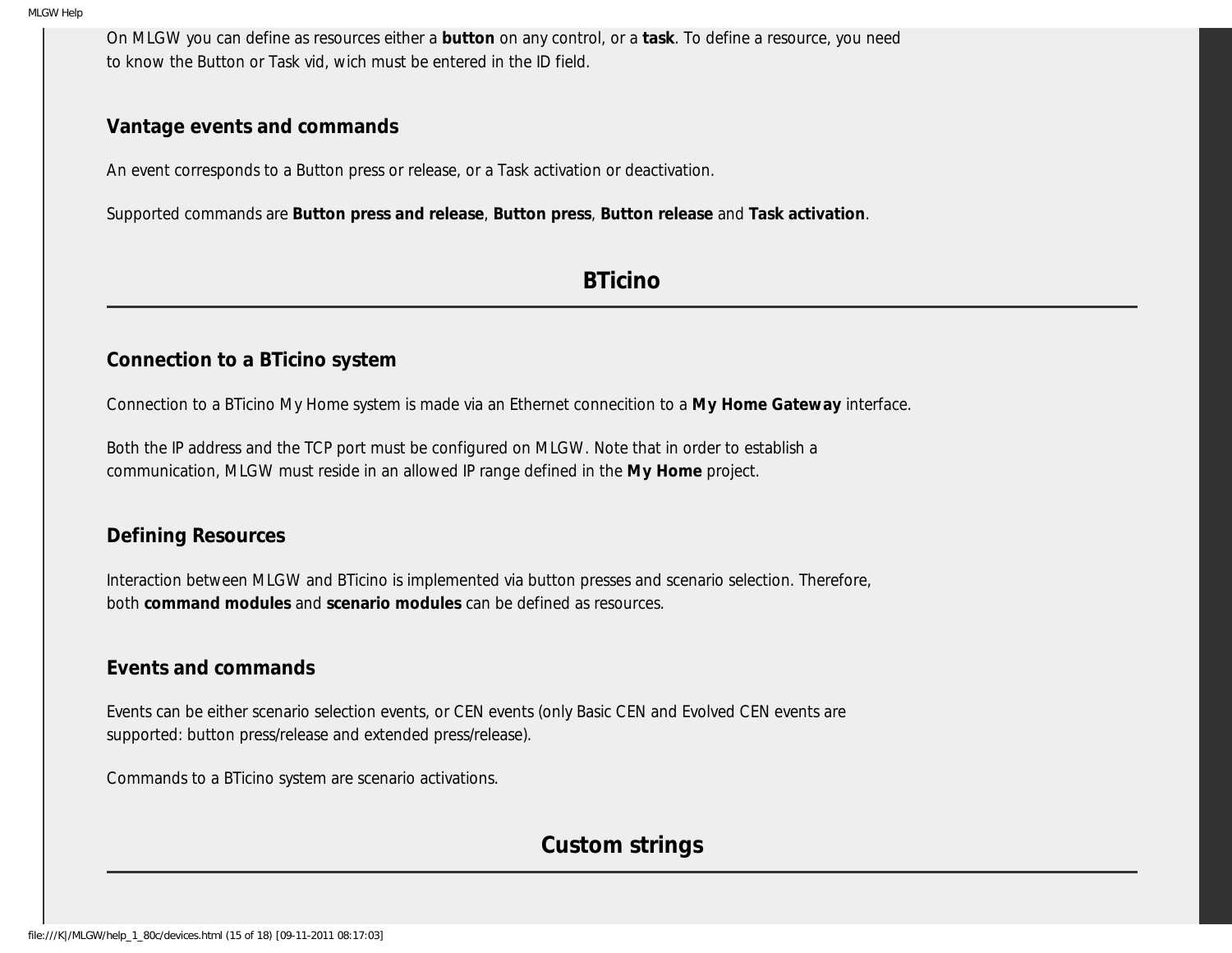On MLGW you can define as resources either a **button** on any control, or a **task**. To define a resource, you need to know the Button or Task vid, wich must be entered in the ID field.

### Vantage events and commands

An event corresponds to a Button press or release, or a Task activation or deactivation.

Supported commands are **Button press and release**, **Button press**, **Button release** and **Task activation**.

## BTicino

### Connection to a BTicino system

Connection to a BTicino My Home system is made via an Ethernet connecition to a **My Home Gateway** interface.

Both the IP address and the TCP port must be configured on MLGW. Note that in order to establish a communication, MLGW must reside in an allowed IP range defined in the **My Home** project.

### Defining Resources

Interaction between MLGW and BTicino is implemented via button presses and scenario selection. Therefore, both **command modules** and **scenario modules** can be defined as resources.

### Events and commands

Events can be either scenario selection events, or CEN events (only Basic CEN and Evolved CEN events are supported: button press/release and extended press/release).

Commands to a BTicino system are scenario activations.

## Custom strings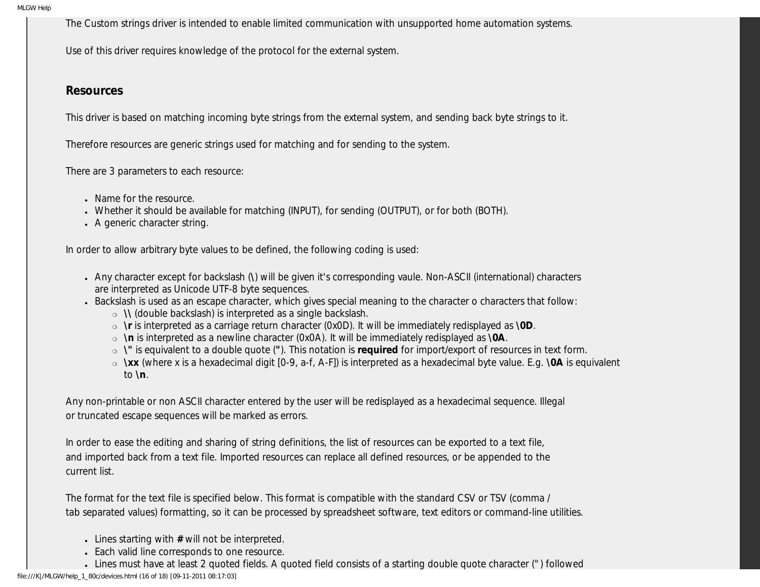The Custom strings driver is intended to enable limited communication with unsupported home automation systems.

Use of this driver requires knowledge of the protocol for the external system.

### Resources

This driver is based on matching incoming byte strings from the external system, and sending back byte strings to it.

Therefore resources are generic strings used for matching and for sending to the system.

There are 3 parameters to each resource:

- Name for the resource.
- Whether it should be available for matching (INPUT), for sending (OUTPUT), or for both (BOTH).
- A generic character string.

In order to allow arbitrary byte values to be defined, the following coding is used:

- Any character except for backslash (\) will be given it's corresponding vaule. Non-ASCII (international) characters are interpreted as Unicode UTF-8 byte sequences.
- Backslash is used as an escape character, which gives special meaning to the character o characters that follow:
  - **\\\\** (double backslash) is interpreted as a single backslash.
  - **\r** is interpreted as a carriage return character (0x0D). It will be immediately redisplayed as **\0D**.
  - **\n** is interpreted as a newline character (0x0A). It will be immediately redisplayed as **\0A**.
  - **\\"** is equivalent to a double quote (**"**). This notation is **required** for import/export of resources in text form.
  - **\xx** (where x is a hexadecimal digit [0-9, a-f, A-F]) is interpreted as a hexadecimal byte value. E.g. **\0A** is equivalent to **\n**.

Any non-printable or non ASCII character entered by the user will be redisplayed as a hexadecimal sequence. Illegal or truncated escape sequences will be marked as errors.

In order to ease the editing and sharing of string definitions, the list of resources can be exported to a text file, and imported back from a text file. Imported resources can replace all defined resources, or be appended to the current list.

The format for the text file is specified below. This format is compatible with the standard CSV or TSV (comma / tab separated values) formatting, so it can be processed by spreadsheet software, text editors or command-line utilities.

- Lines starting with **#** will not be interpreted.
- Each valid line corresponds to one resource.
- Lines must have at least 2 quoted fields. A quoted field consists of a starting double quote character (") followed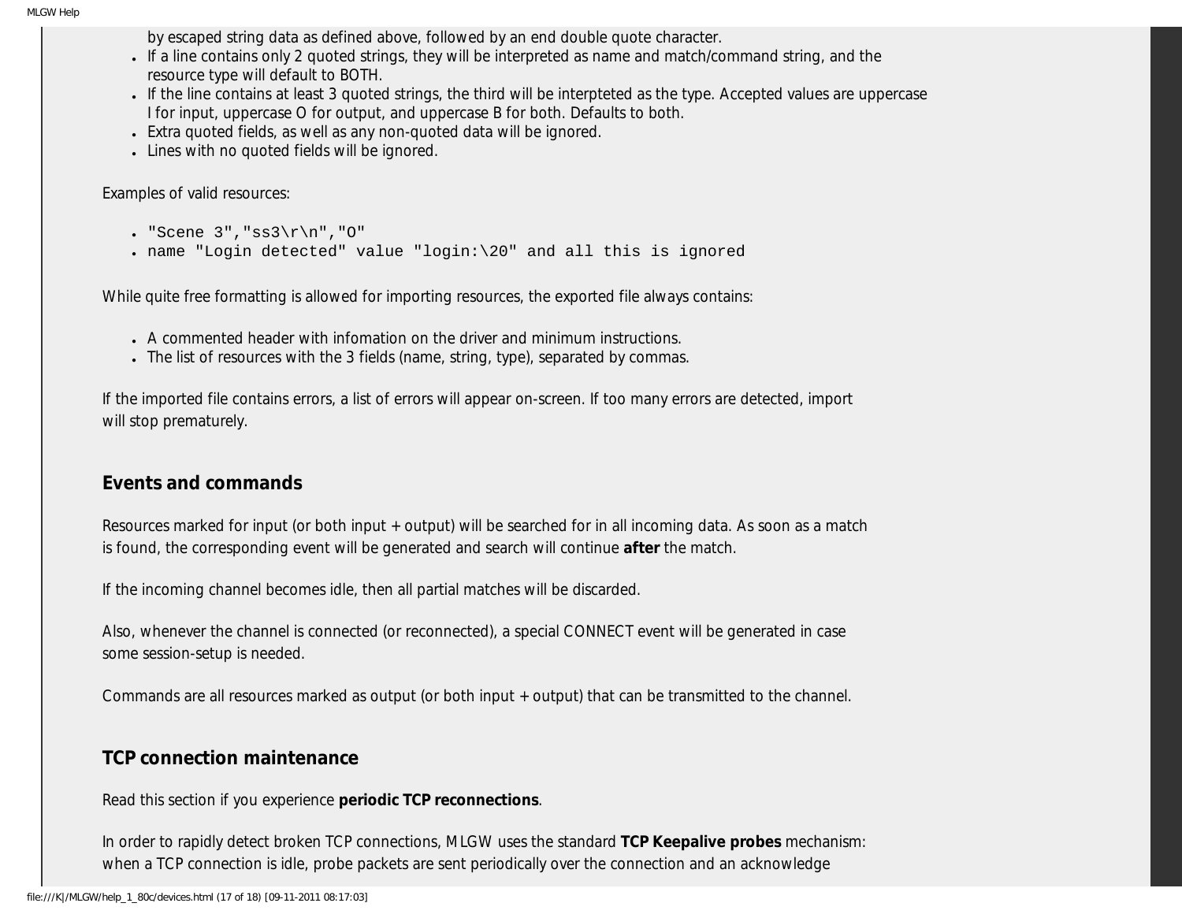by escaped string data as defined above, followed by an end double quote character.

- If a line contains only 2 quoted strings, they will be interpreted as name and match/command string, and the resource type will default to BOTH.
- If the line contains at least 3 quoted strings, the third will be interpteted as the type. Accepted values are uppercase I for input, uppercase O for output, and uppercase B for both. Defaults to both.
- Extra quoted fields, as well as any non-quoted data will be ignored.
- Lines with no quoted fields will be ignored.

Examples of valid resources:

- `"Scene 3","ss3\r\n","O"`
- `name "Login detected" value "login:\20" and all this is ignored`

While quite free formatting is allowed for importing resources, the exported file always contains:

- A commented header with infomation on the driver and minimum instructions.
- The list of resources with the 3 fields (name, string, type), separated by commas.

If the imported file contains errors, a list of errors will appear on-screen. If too many errors are detected, import will stop prematurely.

### Events and commands

Resources marked for input (or both input + output) will be searched for in all incoming data. As soon as a match is found, the corresponding event will be generated and search will continue **after** the match.

If the incoming channel becomes idle, then all partial matches will be discarded.

Also, whenever the channel is connected (or reconnected), a special CONNECT event will be generated in case some session-setup is needed.

Commands are all resources marked as output (or both input + output) that can be transmitted to the channel.

### TCP connection maintenance

Read this section if you experience **periodic TCP reconnections**.

In order to rapidly detect broken TCP connections, MLGW uses the standard **TCP Keepalive probes** mechanism: when a TCP connection is idle, probe packets are sent periodically over the connection and an acknowledge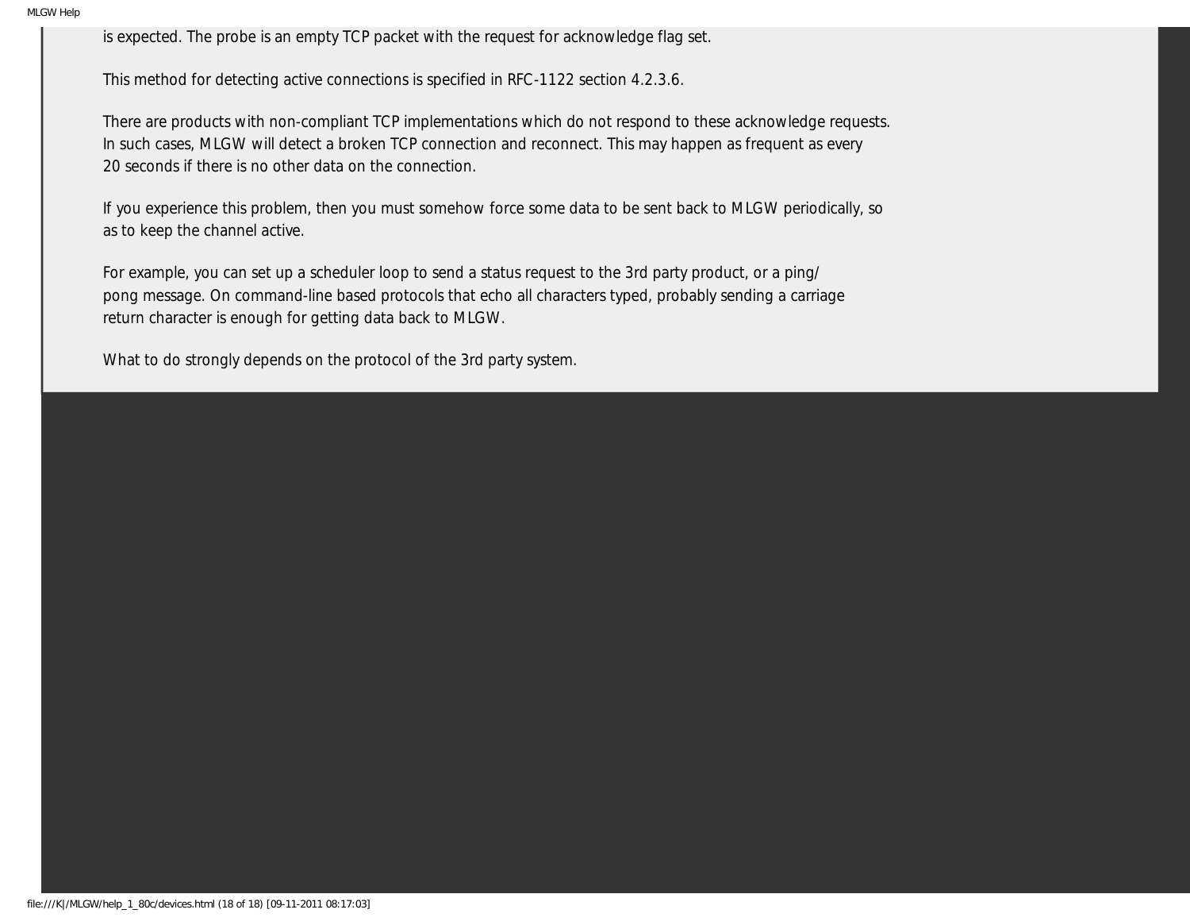is expected. The probe is an empty TCP packet with the request for acknowledge flag set.

This method for detecting active connections is specified in RFC-1122 section 4.2.3.6.

There are products with non-compliant TCP implementations which do not respond to these acknowledge requests. In such cases, MLGW will detect a broken TCP connection and reconnect. This may happen as frequent as every 20 seconds if there is no other data on the connection.

If you experience this problem, then you must somehow force some data to be sent back to MLGW periodically, so as to keep the channel active.

For example, you can set up a scheduler loop to send a status request to the 3rd party product, or a ping/pong message. On command-line based protocols that echo all characters typed, probably sending a carriage return character is enough for getting data back to MLGW.

What to do strongly depends on the protocol of the 3rd party system.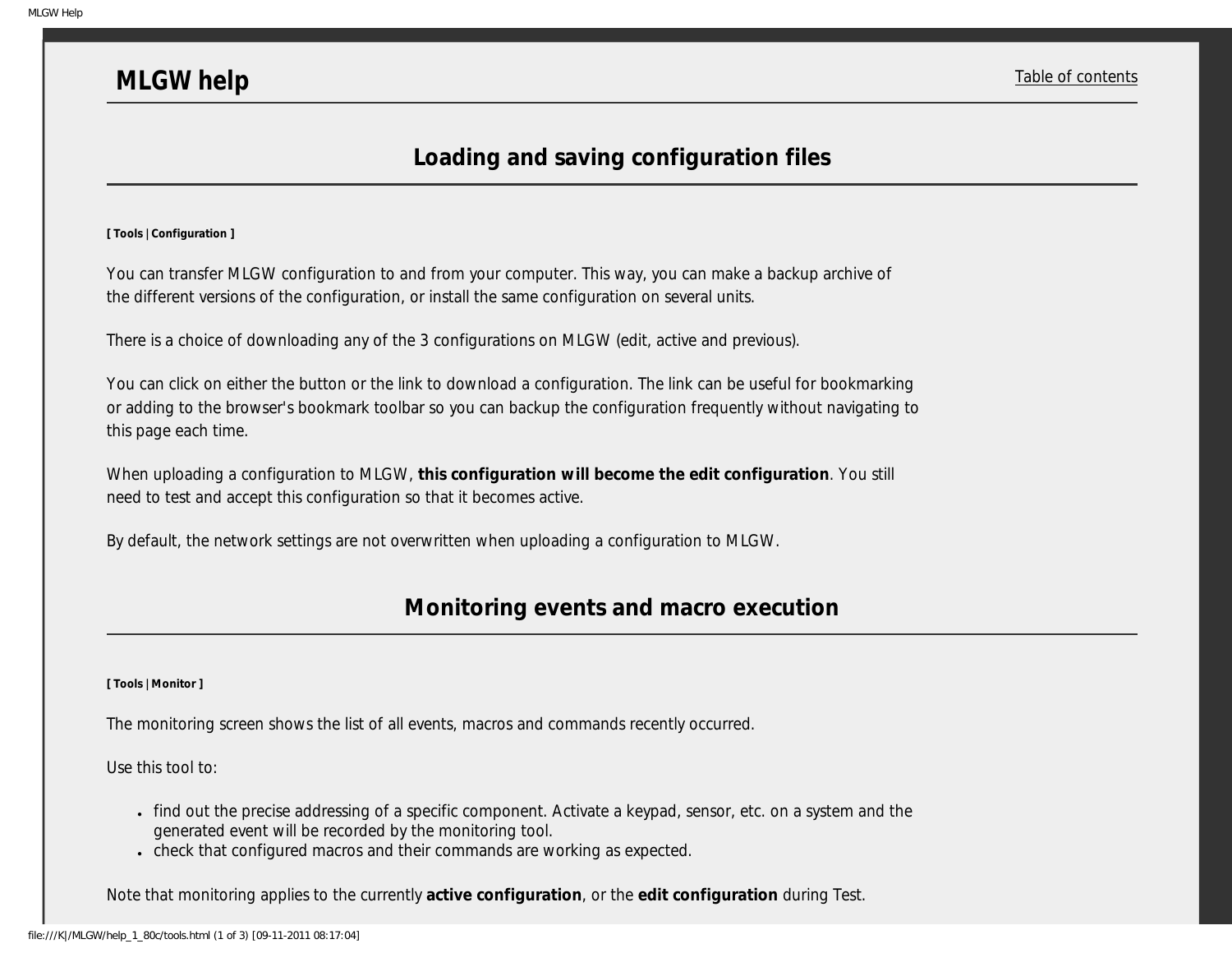# MLGW help

Table of contents

## Loading and saving configuration files

**[ Tools | Configuration ]**

You can transfer MLGW configuration to and from your computer. This way, you can make a backup archive of the different versions of the configuration, or install the same configuration on several units.

There is a choice of downloading any of the 3 configurations on MLGW (edit, active and previous).

You can click on either the button or the link to download a configuration. The link can be useful for bookmarking or adding to the browser's bookmark toolbar so you can backup the configuration frequently without navigating to this page each time.

When uploading a configuration to MLGW, **this configuration will become the edit configuration**. You still need to test and accept this configuration so that it becomes active.

By default, the network settings are not overwritten when uploading a configuration to MLGW.

## Monitoring events and macro execution

**[ Tools | Monitor ]**

The monitoring screen shows the list of all events, macros and commands recently occurred.

Use this tool to:

- find out the precise addressing of a specific component. Activate a keypad, sensor, etc. on a system and the generated event will be recorded by the monitoring tool.
- check that configured macros and their commands are working as expected.

Note that monitoring applies to the currently **active configuration**, or the **edit configuration** during Test.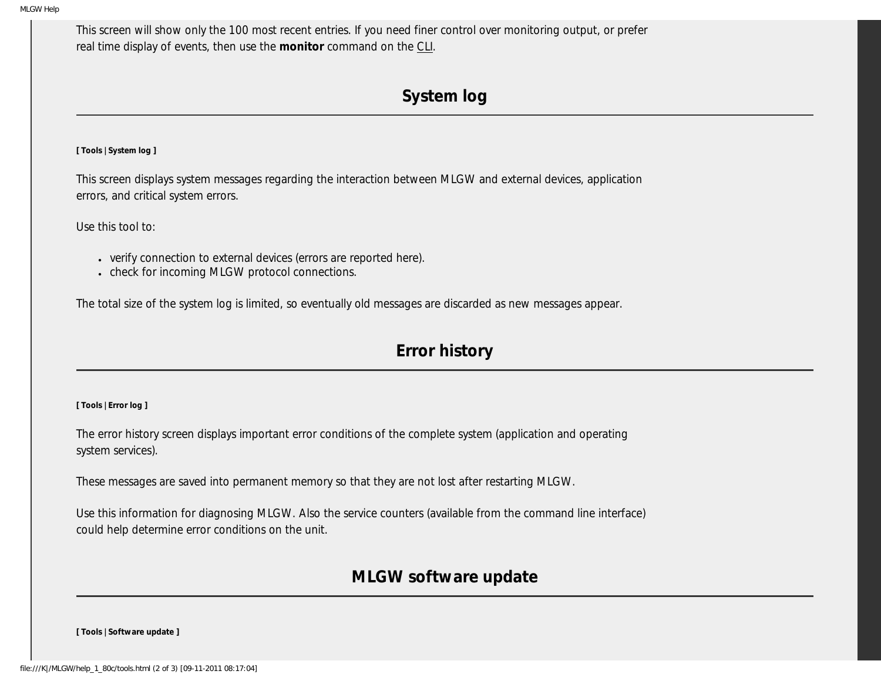This screen will show only the 100 most recent entries. If you need finer control over monitoring output, or prefer real time display of events, then use the **monitor** command on the CLI.

## System log

**[ Tools | System log ]**

This screen displays system messages regarding the interaction between MLGW and external devices, application errors, and critical system errors.

Use this tool to:

- verify connection to external devices (errors are reported here).
- check for incoming MLGW protocol connections.

The total size of the system log is limited, so eventually old messages are discarded as new messages appear.

## Error history

**[ Tools | Error log ]**

The error history screen displays important error conditions of the complete system (application and operating system services).

These messages are saved into permanent memory so that they are not lost after restarting MLGW.

Use this information for diagnosing MLGW. Also the service counters (available from the command line interface) could help determine error conditions on the unit.

## MLGW software update

**[ Tools | Software update ]**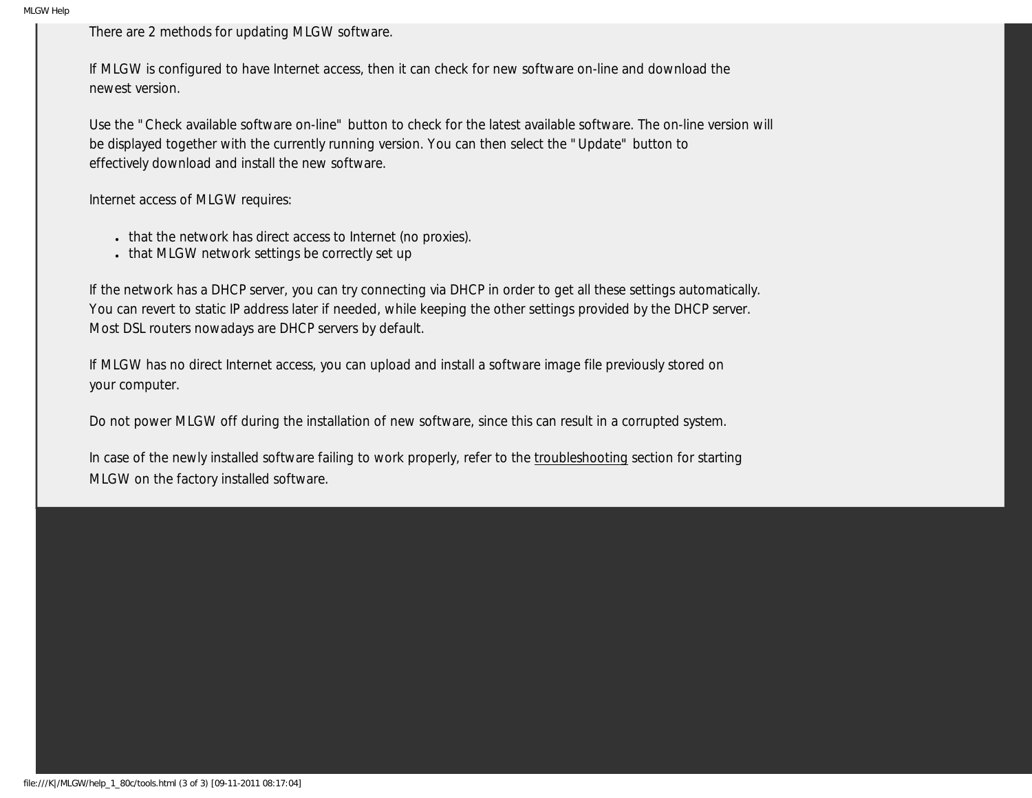There are 2 methods for updating MLGW software.

If MLGW is configured to have Internet access, then it can check for new software on-line and download the newest version.

Use the "Check available software on-line" button to check for the latest available software. The on-line version will be displayed together with the currently running version. You can then select the "Update" button to effectively download and install the new software.

Internet access of MLGW requires:

- that the network has direct access to Internet (no proxies).
- that MLGW network settings be correctly set up

If the network has a DHCP server, you can try connecting via DHCP in order to get all these settings automatically. You can revert to static IP address later if needed, while keeping the other settings provided by the DHCP server. Most DSL routers nowadays are DHCP servers by default.

If MLGW has no direct Internet access, you can upload and install a software image file previously stored on your computer.

Do not power MLGW off during the installation of new software, since this can result in a corrupted system.

In case of the newly installed software failing to work properly, refer to the troubleshooting section for starting MLGW on the factory installed software.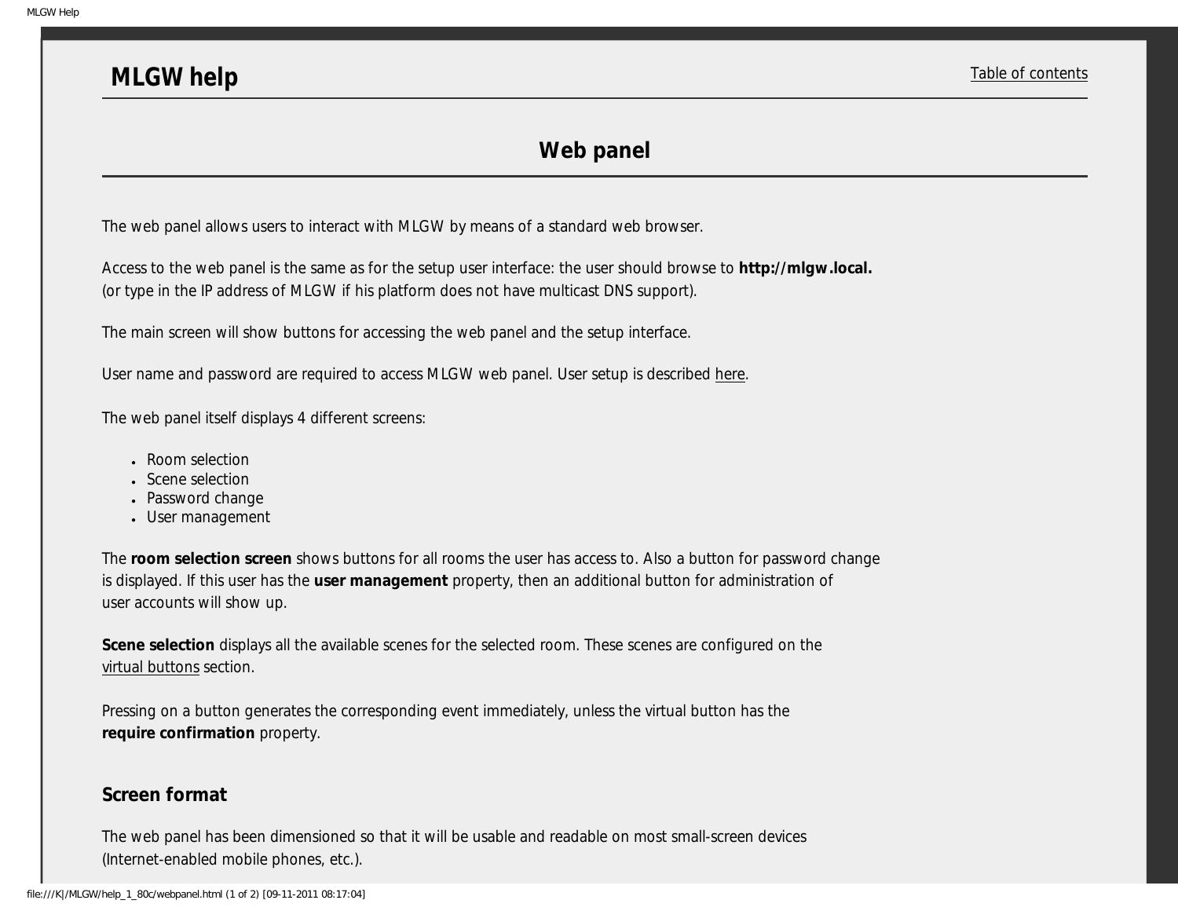# MLGW help

Table of contents

## Web panel

The web panel allows users to interact with MLGW by means of a standard web browser.

Access to the web panel is the same as for the setup user interface: the user should browse to **http://mlgw.local.** (or type in the IP address of MLGW if his platform does not have multicast DNS support).

The main screen will show buttons for accessing the web panel and the setup interface.

User name and password are required to access MLGW web panel. User setup is described here.

The web panel itself displays 4 different screens:

- Room selection
- Scene selection
- Password change
- User management

The **room selection screen** shows buttons for all rooms the user has access to. Also a button for password change is displayed. If this user has the **user management** property, then an additional button for administration of user accounts will show up.

**Scene selection** displays all the available scenes for the selected room. These scenes are configured on the virtual buttons section.

Pressing on a button generates the corresponding event immediately, unless the virtual button has the **require confirmation** property.

### Screen format

The web panel has been dimensioned so that it will be usable and readable on most small-screen devices (Internet-enabled mobile phones, etc.).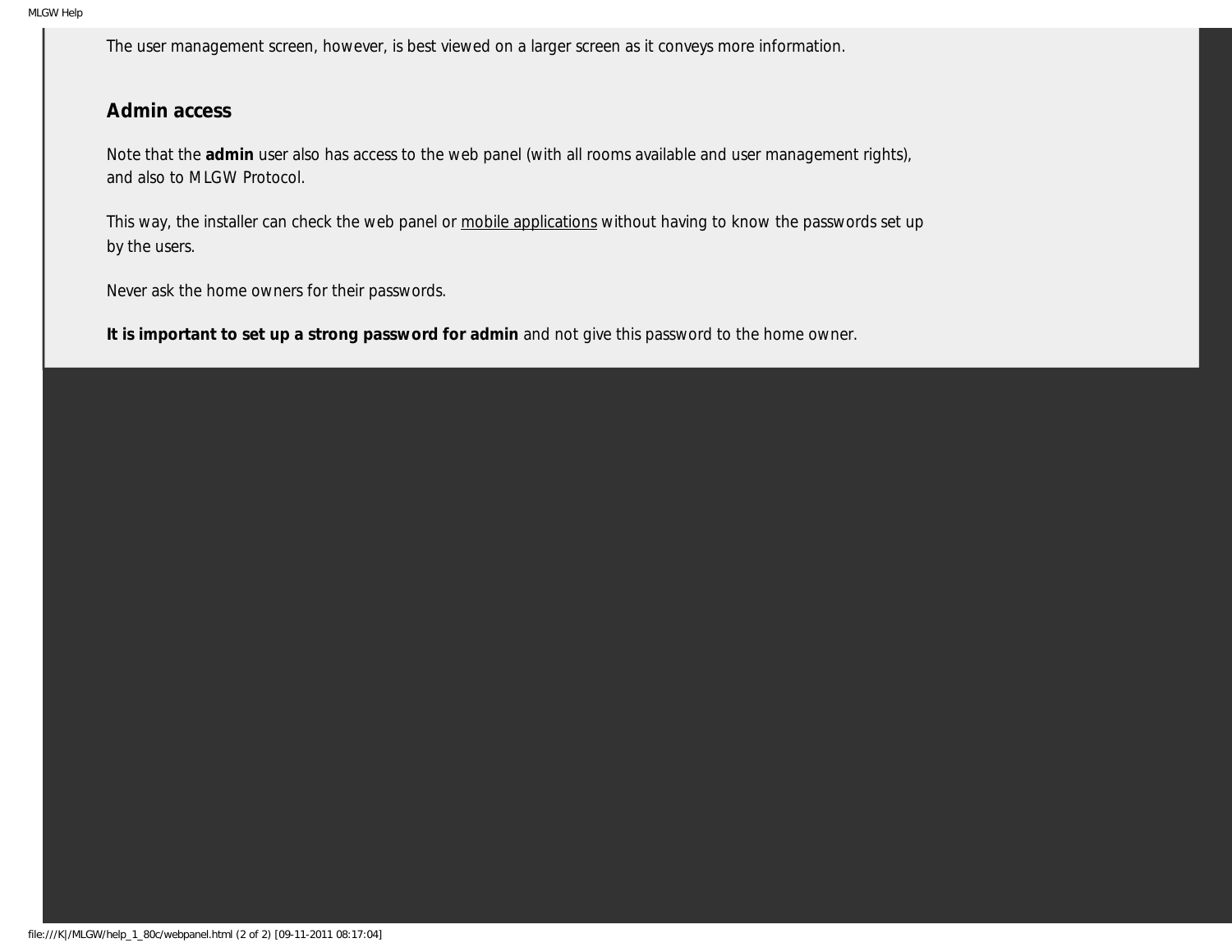The user management screen, however, is best viewed on a larger screen as it conveys more information.

### Admin access

Note that the **admin** user also has access to the web panel (with all rooms available and user management rights), and also to MLGW Protocol.

This way, the installer can check the web panel or mobile applications without having to know the passwords set up by the users.

Never ask the home owners for their passwords.

**It is important to set up a strong password for admin** and not give this password to the home owner.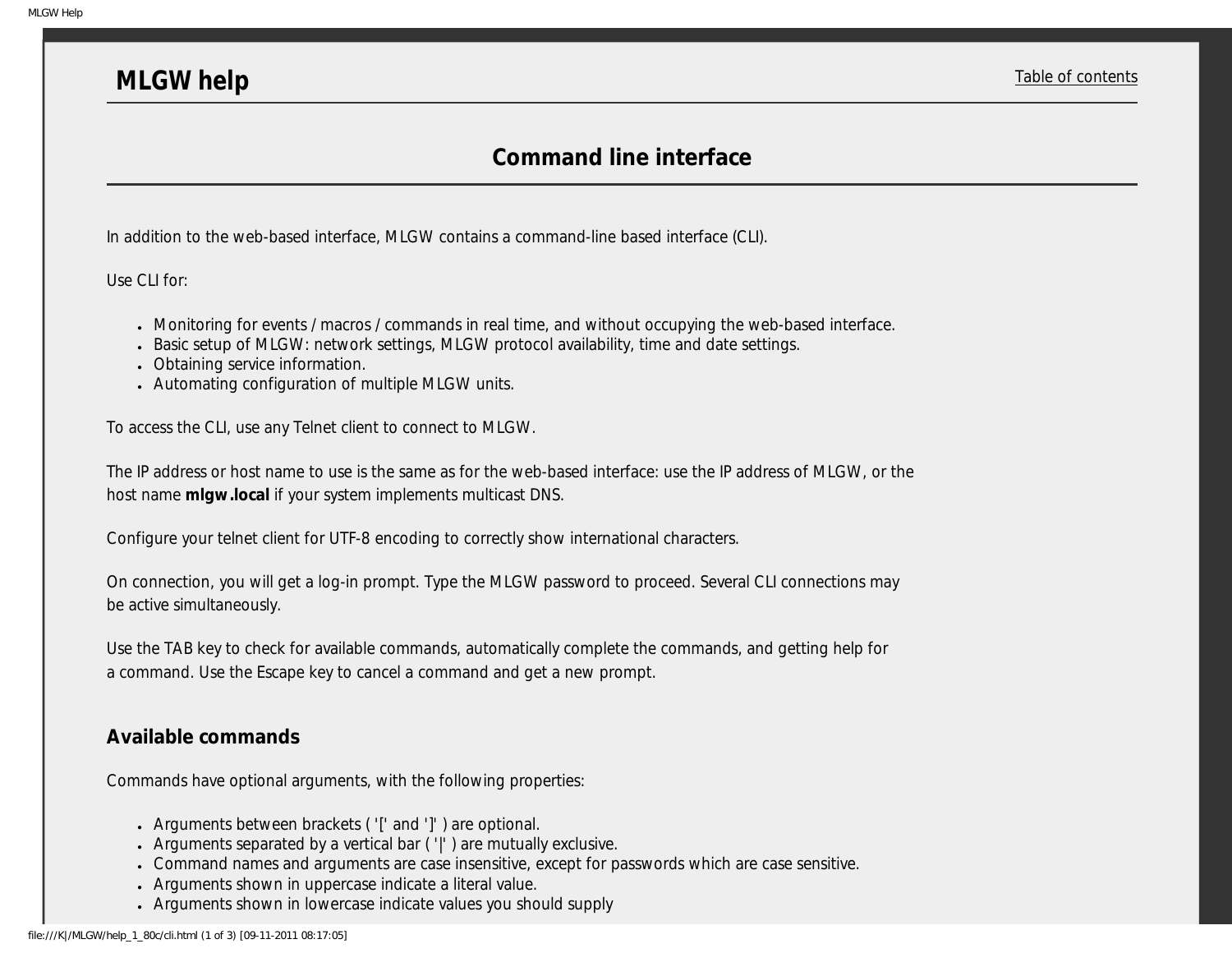# MLGW help

Table of contents

## Command line interface

In addition to the web-based interface, MLGW contains a command-line based interface (CLI).

Use CLI for:

- Monitoring for events / macros / commands in real time, and without occupying the web-based interface.
- Basic setup of MLGW: network settings, MLGW protocol availability, time and date settings.
- Obtaining service information.
- Automating configuration of multiple MLGW units.

To access the CLI, use any Telnet client to connect to MLGW.

The IP address or host name to use is the same as for the web-based interface: use the IP address of MLGW, or the host name **mlgw.local** if your system implements multicast DNS.

Configure your telnet client for UTF-8 encoding to correctly show international characters.

On connection, you will get a log-in prompt. Type the MLGW password to proceed. Several CLI connections may be active simultaneously.

Use the TAB key to check for available commands, automatically complete the commands, and getting help for a command. Use the Escape key to cancel a command and get a new prompt.

### Available commands

Commands have optional arguments, with the following properties:

- Arguments between brackets ( '[' and ']' ) are optional.
- Arguments separated by a vertical bar ( '|' ) are mutually exclusive.
- Command names and arguments are case insensitive, except for passwords which are case sensitive.
- Arguments shown in uppercase indicate a literal value.
- Arguments shown in lowercase indicate values you should supply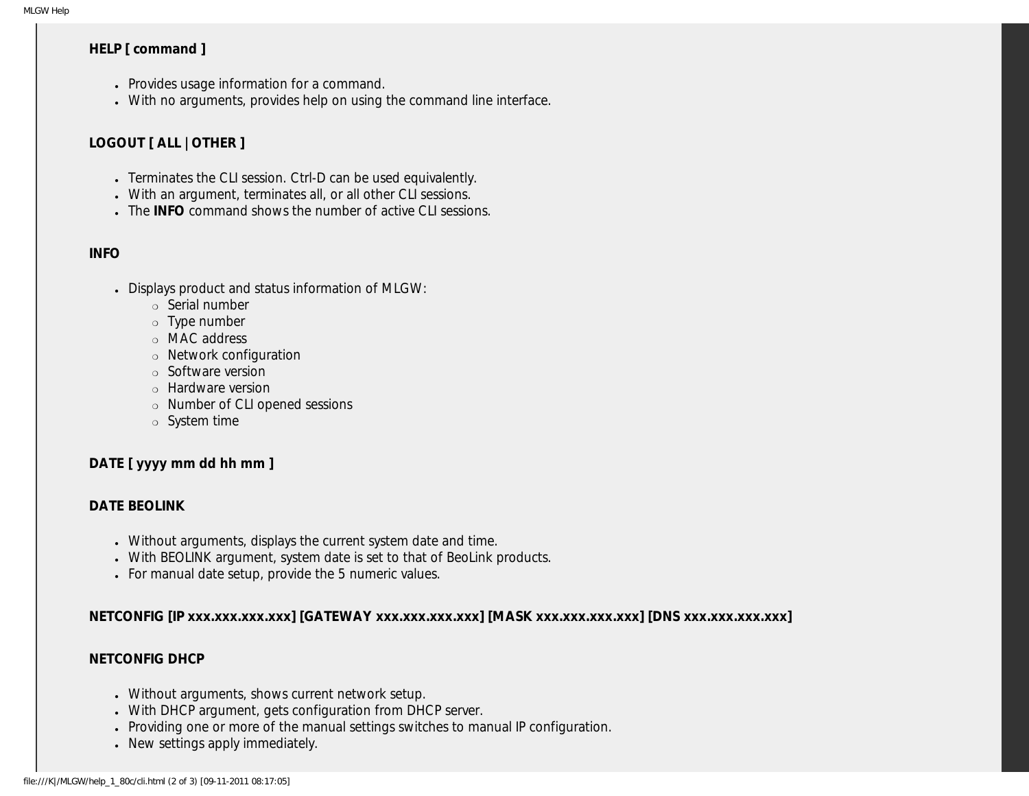**HELP [ command ]**

- Provides usage information for a command.
- With no arguments, provides help on using the command line interface.

**LOGOUT [ ALL | OTHER ]**

- Terminates the CLI session. Ctrl-D can be used equivalently.
- With an argument, terminates all, or all other CLI sessions.
- The **INFO** command shows the number of active CLI sessions.

**INFO**

- Displays product and status information of MLGW:
  - Serial number
  - Type number
  - MAC address
  - Network configuration
  - Software version
  - Hardware version
  - Number of CLI opened sessions
  - System time

**DATE [ yyyy mm dd hh mm ]**

**DATE BEOLINK**

- Without arguments, displays the current system date and time.
- With BEOLINK argument, system date is set to that of BeoLink products.
- For manual date setup, provide the 5 numeric values.

**NETCONFIG [IP xxx.xxx.xxx.xxx] [GATEWAY xxx.xxx.xxx.xxx] [MASK xxx.xxx.xxx.xxx] [DNS xxx.xxx.xxx.xxx]**

**NETCONFIG DHCP**

- Without arguments, shows current network setup.
- With DHCP argument, gets configuration from DHCP server.
- Providing one or more of the manual settings switches to manual IP configuration.
- New settings apply immediately.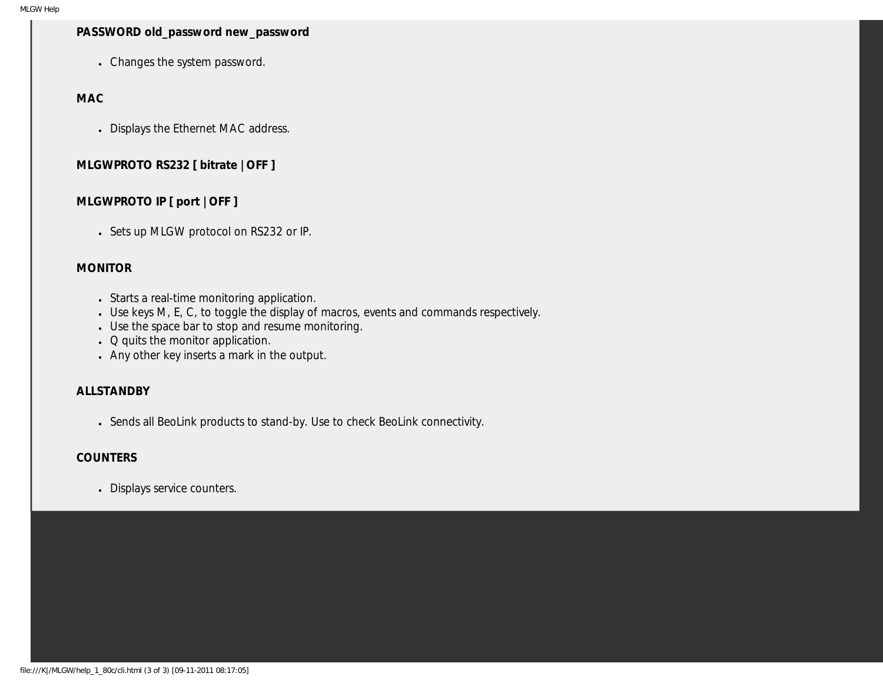**PASSWORD old_password new_password**

- Changes the system password.

**MAC**

- Displays the Ethernet MAC address.

**MLGWPROTO RS232 [ bitrate | OFF ]**

**MLGWPROTO IP [ port | OFF ]**

- Sets up MLGW protocol on RS232 or IP.

**MONITOR**

- Starts a real-time monitoring application.
- Use keys M, E, C, to toggle the display of macros, events and commands respectively.
- Use the space bar to stop and resume monitoring.
- Q quits the monitor application.
- Any other key inserts a mark in the output.

**ALLSTANDBY**

- Sends all BeoLink products to stand-by. Use to check BeoLink connectivity.

**COUNTERS**

- Displays service counters.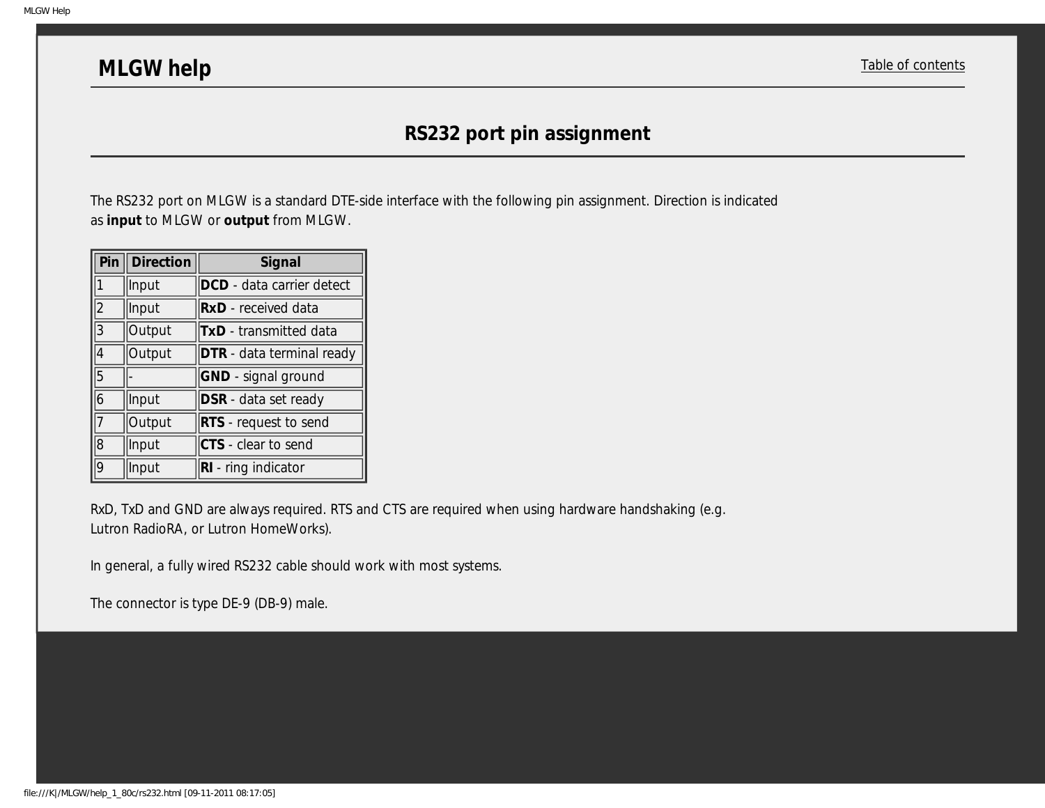# MLGW help

Table of contents

## RS232 port pin assignment

The RS232 port on MLGW is a standard DTE-side interface with the following pin assignment. Direction is indicated as **input** to MLGW or **output** from MLGW.

| Pin | Direction | Signal |
|---|---|---|
| 1 | Input | **DCD** - data carrier detect |
| 2 | Input | **RxD** - received data |
| 3 | Output | **TxD** - transmitted data |
| 4 | Output | **DTR** - data terminal ready |
| 5 | - | **GND** - signal ground |
| 6 | Input | **DSR** - data set ready |
| 7 | Output | **RTS** - request to send |
| 8 | Input | **CTS** - clear to send |
| 9 | Input | **RI** - ring indicator |

RxD, TxD and GND are always required. RTS and CTS are required when using hardware handshaking (e.g. Lutron RadioRA, or Lutron HomeWorks).

In general, a fully wired RS232 cable should work with most systems.

The connector is type DE-9 (DB-9) male.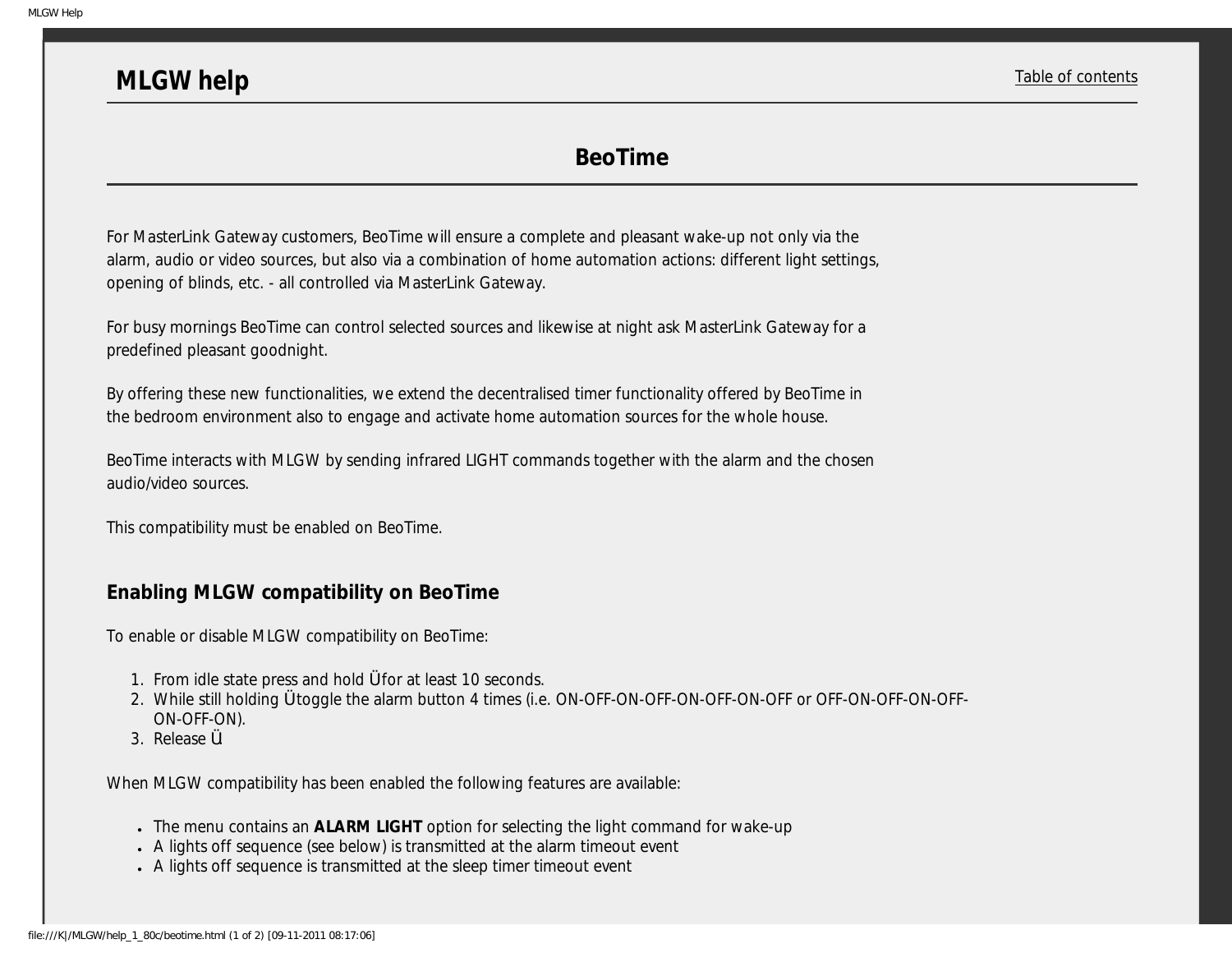# MLGW help

Table of contents

## BeoTime

For MasterLink Gateway customers, BeoTime will ensure a complete and pleasant wake-up not only via the alarm, audio or video sources, but also via a combination of home automation actions: different light settings, opening of blinds, etc. - all controlled via MasterLink Gateway.

For busy mornings BeoTime can control selected sources and likewise at night ask MasterLink Gateway for a predefined pleasant goodnight.

By offering these new functionalities, we extend the decentralised timer functionality offered by BeoTime in the bedroom environment also to engage and activate home automation sources for the whole house.

BeoTime interacts with MLGW by sending infrared LIGHT commands together with the alarm and the chosen audio/video sources.

This compatibility must be enabled on BeoTime.

### Enabling MLGW compatibility on BeoTime

To enable or disable MLGW compatibility on BeoTime:

1. From idle state press and hold Ü for at least 10 seconds.
2. While still holding Ü toggle the alarm button 4 times (i.e. ON-OFF-ON-OFF-ON-OFF-ON-OFF or OFF-ON-OFF-ON-OFF-ON-OFF-ON).
3. Release Ü.

When MLGW compatibility has been enabled the following features are available:

- The menu contains an **ALARM LIGHT** option for selecting the light command for wake-up
- A lights off sequence (see below) is transmitted at the alarm timeout event
- A lights off sequence is transmitted at the sleep timer timeout event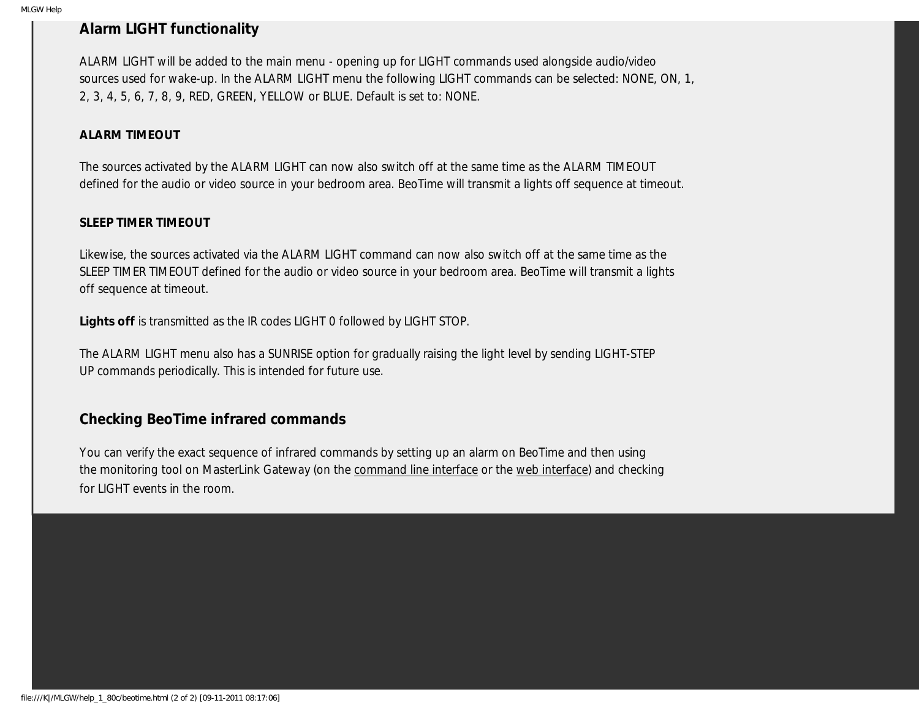## Alarm LIGHT functionality

ALARM LIGHT will be added to the main menu - opening up for LIGHT commands used alongside audio/video sources used for wake-up. In the ALARM LIGHT menu the following LIGHT commands can be selected: NONE, ON, 1, 2, 3, 4, 5, 6, 7, 8, 9, RED, GREEN, YELLOW or BLUE. Default is set to: NONE.

#### ALARM TIMEOUT

The sources activated by the ALARM LIGHT can now also switch off at the same time as the ALARM TIMEOUT defined for the audio or video source in your bedroom area. BeoTime will transmit a lights off sequence at timeout.

#### SLEEP TIMER TIMEOUT

Likewise, the sources activated via the ALARM LIGHT command can now also switch off at the same time as the SLEEP TIMER TIMEOUT defined for the audio or video source in your bedroom area. BeoTime will transmit a lights off sequence at timeout.

**Lights off** is transmitted as the IR codes LIGHT 0 followed by LIGHT STOP.

The ALARM LIGHT menu also has a SUNRISE option for gradually raising the light level by sending LIGHT-STEP UP commands periodically. This is intended for future use.

## Checking BeoTime infrared commands

You can verify the exact sequence of infrared commands by setting up an alarm on BeoTime and then using the monitoring tool on MasterLink Gateway (on the command line interface or the web interface) and checking for LIGHT events in the room.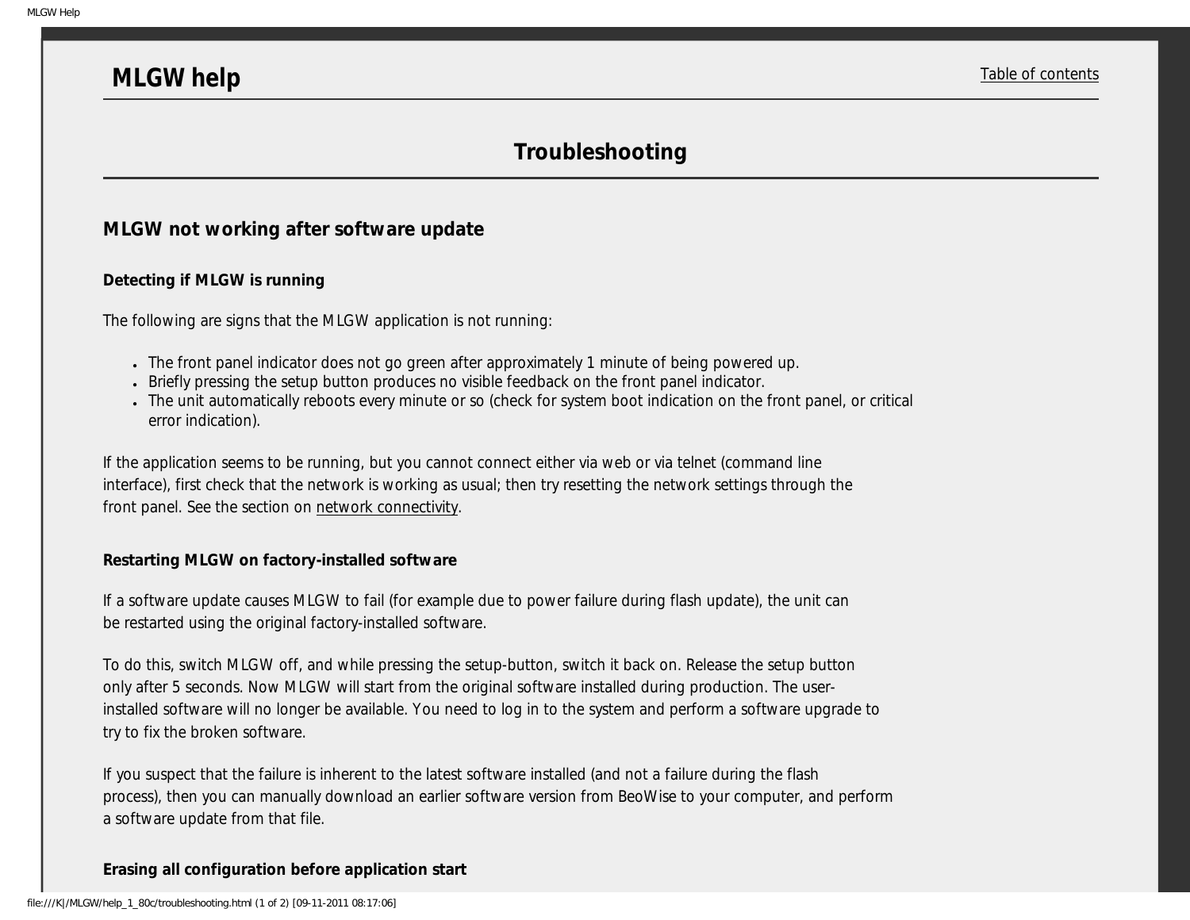# MLGW help

Table of contents

## Troubleshooting

### MLGW not working after software update

#### Detecting if MLGW is running

The following are signs that the MLGW application is not running:

- The front panel indicator does not go green after approximately 1 minute of being powered up.
- Briefly pressing the setup button produces no visible feedback on the front panel indicator.
- The unit automatically reboots every minute or so (check for system boot indication on the front panel, or critical error indication).

If the application seems to be running, but you cannot connect either via web or via telnet (command line interface), first check that the network is working as usual; then try resetting the network settings through the front panel. See the section on network connectivity.

#### Restarting MLGW on factory-installed software

If a software update causes MLGW to fail (for example due to power failure during flash update), the unit can be restarted using the original factory-installed software.

To do this, switch MLGW off, and while pressing the setup-button, switch it back on. Release the setup button only after 5 seconds. Now MLGW will start from the original software installed during production. The user-installed software will no longer be available. You need to log in to the system and perform a software upgrade to try to fix the broken software.

If you suspect that the failure is inherent to the latest software installed (and not a failure during the flash process), then you can manually download an earlier software version from BeoWise to your computer, and perform a software update from that file.

#### Erasing all configuration before application start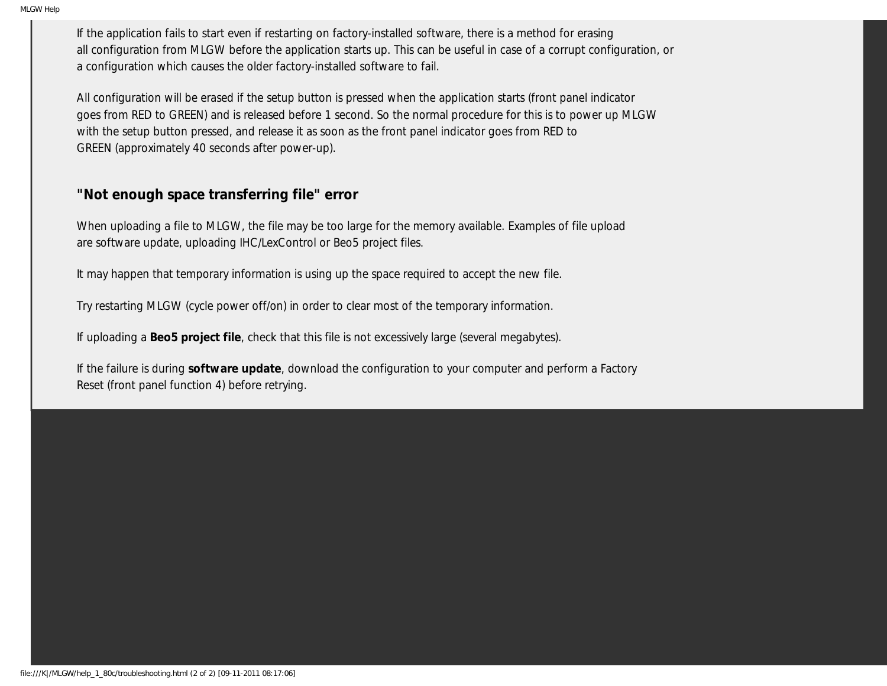If the application fails to start even if restarting on factory-installed software, there is a method for erasing all configuration from MLGW before the application starts up. This can be useful in case of a corrupt configuration, or a configuration which causes the older factory-installed software to fail.

All configuration will be erased if the setup button is pressed when the application starts (front panel indicator goes from RED to GREEN) and is released before 1 second. So the normal procedure for this is to power up MLGW with the setup button pressed, and release it as soon as the front panel indicator goes from RED to GREEN (approximately 40 seconds after power-up).

### "Not enough space transferring file" error

When uploading a file to MLGW, the file may be too large for the memory available. Examples of file upload are software update, uploading IHC/LexControl or Beo5 project files.

It may happen that temporary information is using up the space required to accept the new file.

Try restarting MLGW (cycle power off/on) in order to clear most of the temporary information.

If uploading a **Beo5 project file**, check that this file is not excessively large (several megabytes).

If the failure is during **software update**, download the configuration to your computer and perform a Factory Reset (front panel function 4) before retrying.